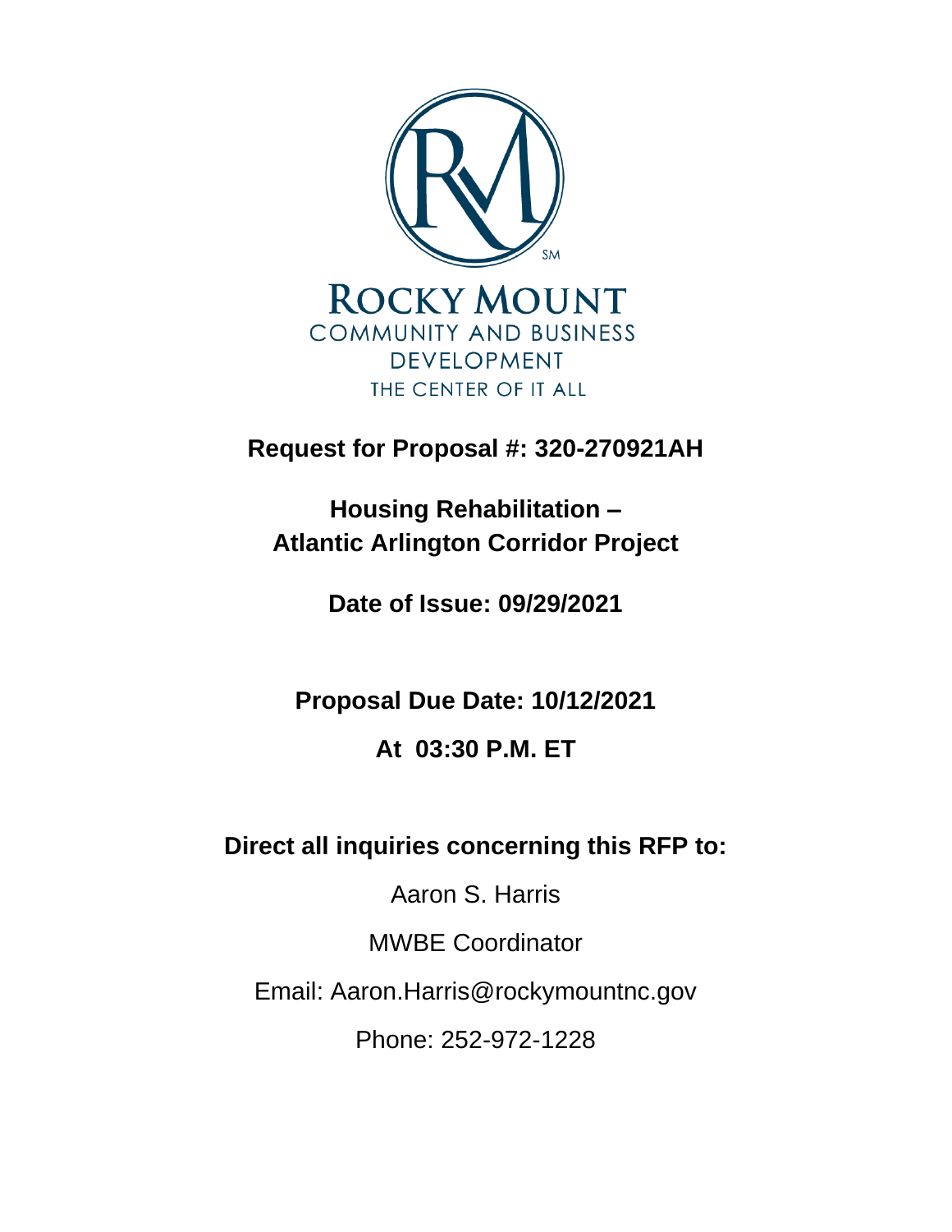ROCKY MOUNT
COMMUNITY AND BUSINESS DEVELOPMENT
THE CENTER OF IT ALL

**Request for Proposal #: 320-270921AH**

**Housing Rehabilitation –**
**Atlantic Arlington Corridor Project**

**Date of Issue: 09/29/2021**

**Proposal Due Date: 10/12/2021**

**At 03:30 P.M. ET**

**Direct all inquiries concerning this RFP to:**

Aaron S. Harris

MWBE Coordinator

Email: Aaron.Harris@rockymountnc.gov

Phone: 252-972-1228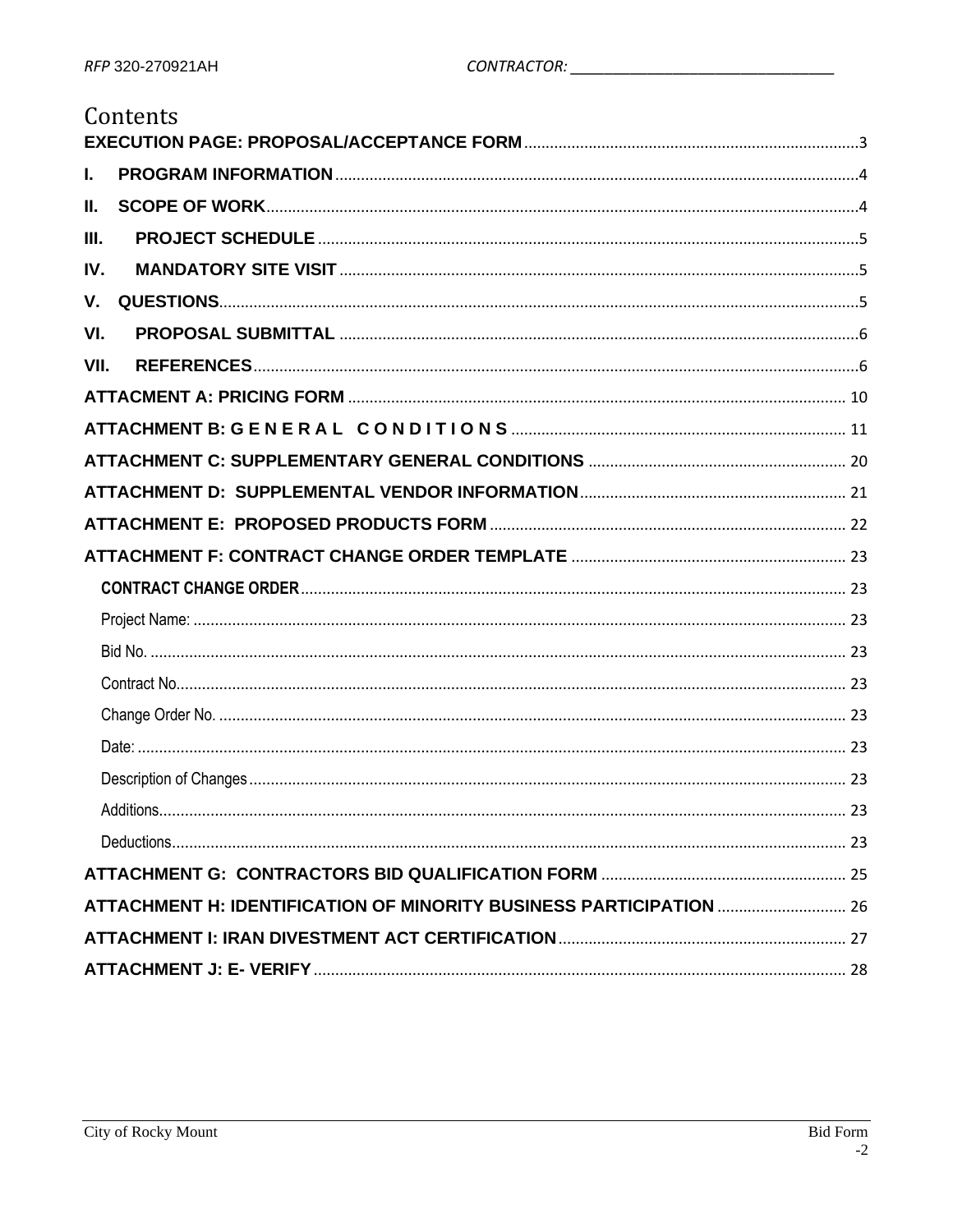# Contents

EXECUTION PAGE: PROPOSAL/ACCEPTANCE FORM ... 3

I. PROGRAM INFORMATION ... 4

II. SCOPE OF WORK ... 4

III. PROJECT SCHEDULE ... 5

IV. MANDATORY SITE VISIT ... 5

V. QUESTIONS ... 5

VI. PROPOSAL SUBMITTAL ... 6

VII. REFERENCES ... 6

ATTACMENT A: PRICING FORM ... 10

ATTACHMENT B: G E N E R A L C O N D I T I O N S ... 11

ATTACHMENT C: SUPPLEMENTARY GENERAL CONDITIONS ... 20

ATTACHMENT D: SUPPLEMENTAL VENDOR INFORMATION ... 21

ATTACHMENT E: PROPOSED PRODUCTS FORM ... 22

ATTACHMENT F: CONTRACT CHANGE ORDER TEMPLATE ... 23

- CONTRACT CHANGE ORDER ... 23
- Project Name: ... 23
- Bid No. ... 23
- Contract No. ... 23
- Change Order No. ... 23
- Date: ... 23
- Description of Changes ... 23
- Additions ... 23
- Deductions ... 23

ATTACHMENT G: CONTRACTORS BID QUALIFICATION FORM ... 25

ATTACHMENT H: IDENTIFICATION OF MINORITY BUSINESS PARTICIPATION ... 26

ATTACHMENT I: IRAN DIVESTMENT ACT CERTIFICATION ... 27

ATTACHMENT J: E- VERIFY ... 28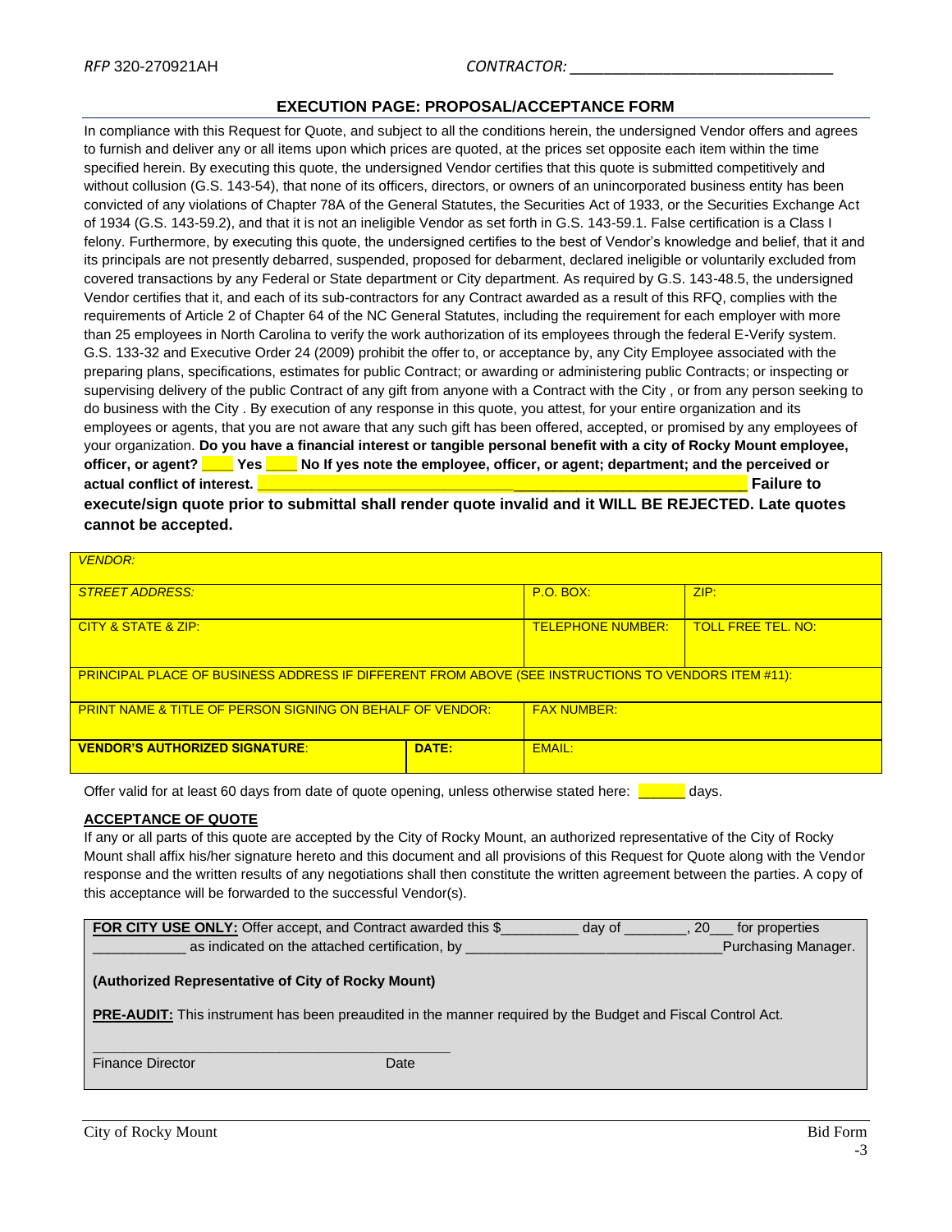## EXECUTION PAGE: PROPOSAL/ACCEPTANCE FORM

In compliance with this Request for Quote, and subject to all the conditions herein, the undersigned Vendor offers and agrees to furnish and deliver any or all items upon which prices are quoted, at the prices set opposite each item within the time specified herein. By executing this quote, the undersigned Vendor certifies that this quote is submitted competitively and without collusion (G.S. 143-54), that none of its officers, directors, or owners of an unincorporated business entity has been convicted of any violations of Chapter 78A of the General Statutes, the Securities Act of 1933, or the Securities Exchange Act of 1934 (G.S. 143-59.2), and that it is not an ineligible Vendor as set forth in G.S. 143-59.1. False certification is a Class I felony. Furthermore, by executing this quote, the undersigned certifies to the best of Vendor's knowledge and belief, that it and its principals are not presently debarred, suspended, proposed for debarment, declared ineligible or voluntarily excluded from covered transactions by any Federal or State department or City department. As required by G.S. 143-48.5, the undersigned Vendor certifies that it, and each of its sub-contractors for any Contract awarded as a result of this RFQ, complies with the requirements of Article 2 of Chapter 64 of the NC General Statutes, including the requirement for each employer with more than 25 employees in North Carolina to verify the work authorization of its employees through the federal E-Verify system. G.S. 133-32 and Executive Order 24 (2009) prohibit the offer to, or acceptance by, any City Employee associated with the preparing plans, specifications, estimates for public Contract; or awarding or administering public Contracts; or inspecting or supervising delivery of the public Contract of any gift from anyone with a Contract with the City , or from any person seeking to do business with the City . By execution of any response in this quote, you attest, for your entire organization and its employees or agents, that you are not aware that any such gift has been offered, accepted, or promised by any employees of your organization. **Do you have a financial interest or tangible personal benefit with a city of Rocky Mount employee, officer, or agent? ____ Yes ____ No If yes note the employee, officer, or agent; department; and the perceived or actual conflict of interest. ____________________________________________________________ Failure to execute/sign quote prior to submittal shall render quote invalid and it WILL BE REJECTED. Late quotes cannot be accepted.**

| *VENDOR:* | | | |
|---|---|---|---|
| *STREET ADDRESS:* | | P.O. BOX: | ZIP: |
| CITY & STATE & ZIP: | | TELEPHONE NUMBER: | TOLL FREE TEL. NO: |
| PRINCIPAL PLACE OF BUSINESS ADDRESS IF DIFFERENT FROM ABOVE (SEE INSTRUCTIONS TO VENDORS ITEM #11): | | | |
| PRINT NAME & TITLE OF PERSON SIGNING ON BEHALF OF VENDOR: | | FAX NUMBER: | |
| **VENDOR'S AUTHORIZED SIGNATURE**: | **DATE:** | EMAIL: | |

Offer valid for at least 60 days from date of quote opening, unless otherwise stated here: ______ days.

**ACCEPTANCE OF QUOTE**

If any or all parts of this quote are accepted by the City of Rocky Mount, an authorized representative of the City of Rocky Mount shall affix his/her signature hereto and this document and all provisions of this Request for Quote along with the Vendor response and the written results of any negotiations shall then constitute the written agreement between the parties. A copy of this acceptance will be forwarded to the successful Vendor(s).

**FOR CITY USE ONLY:** Offer accept, and Contract awarded this $__________ day of ________, 20___ for properties ____________ as indicated on the attached certification, by ________________________________Purchasing Manager.

**(Authorized Representative of City of Rocky Mount)**

**PRE-AUDIT:** This instrument has been preaudited in the manner required by the Budget and Fiscal Control Act.

______________________________________________

Finance Director                    Date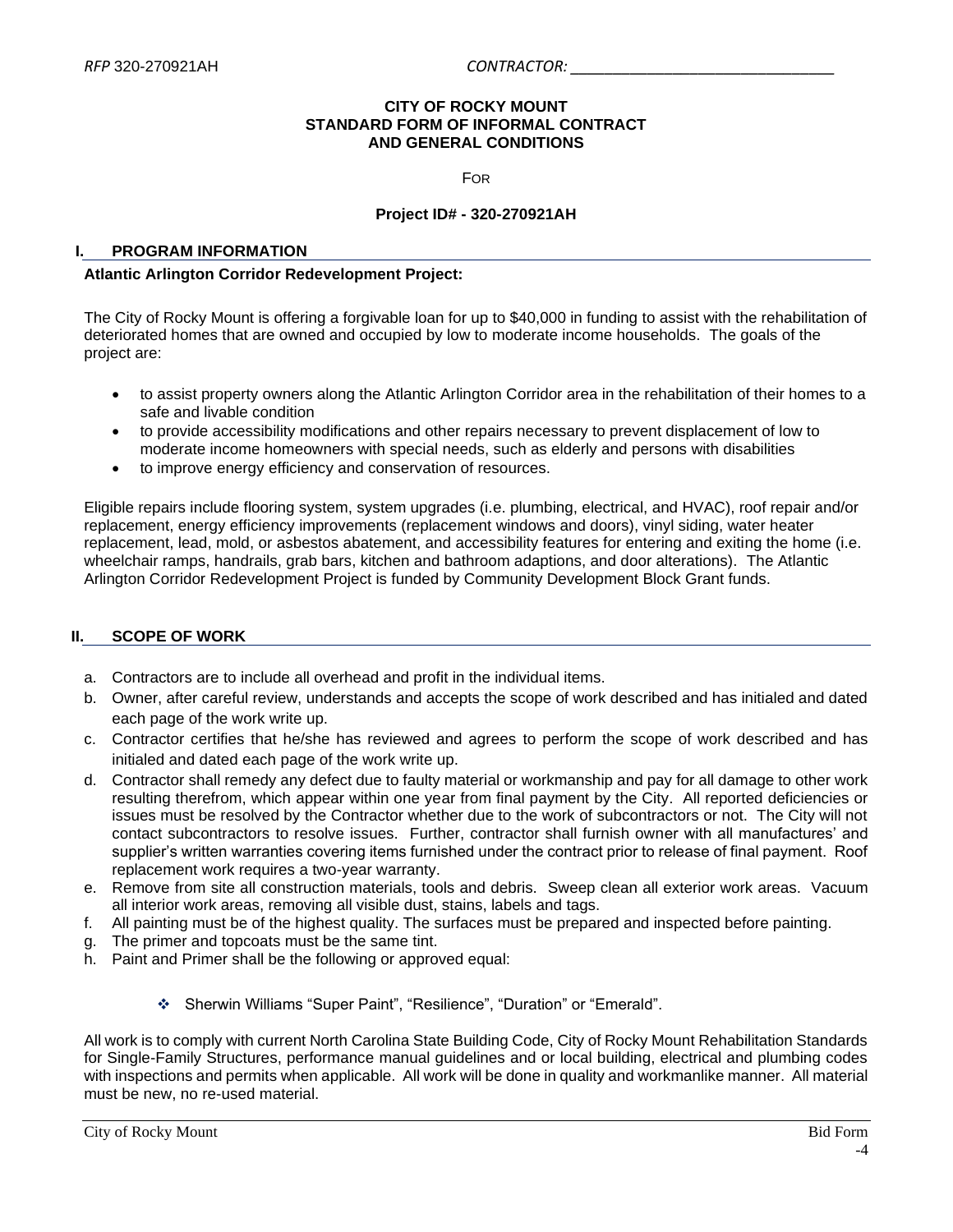**CITY OF ROCKY MOUNT**
**STANDARD FORM OF INFORMAL CONTRACT**
**AND GENERAL CONDITIONS**

FOR

**Project ID# - 320-270921AH**

## I. PROGRAM INFORMATION

**Atlantic Arlington Corridor Redevelopment Project:**

The City of Rocky Mount is offering a forgivable loan for up to $40,000 in funding to assist with the rehabilitation of deteriorated homes that are owned and occupied by low to moderate income households. The goals of the project are:

- to assist property owners along the Atlantic Arlington Corridor area in the rehabilitation of their homes to a safe and livable condition
- to provide accessibility modifications and other repairs necessary to prevent displacement of low to moderate income homeowners with special needs, such as elderly and persons with disabilities
- to improve energy efficiency and conservation of resources.

Eligible repairs include flooring system, system upgrades (i.e. plumbing, electrical, and HVAC), roof repair and/or replacement, energy efficiency improvements (replacement windows and doors), vinyl siding, water heater replacement, lead, mold, or asbestos abatement, and accessibility features for entering and exiting the home (i.e. wheelchair ramps, handrails, grab bars, kitchen and bathroom adaptions, and door alterations). The Atlantic Arlington Corridor Redevelopment Project is funded by Community Development Block Grant funds.

## II. SCOPE OF WORK

a. Contractors are to include all overhead and profit in the individual items.
b. Owner, after careful review, understands and accepts the scope of work described and has initialed and dated each page of the work write up.
c. Contractor certifies that he/she has reviewed and agrees to perform the scope of work described and has initialed and dated each page of the work write up.
d. Contractor shall remedy any defect due to faulty material or workmanship and pay for all damage to other work resulting therefrom, which appear within one year from final payment by the City. All reported deficiencies or issues must be resolved by the Contractor whether due to the work of subcontractors or not. The City will not contact subcontractors to resolve issues. Further, contractor shall furnish owner with all manufactures' and supplier's written warranties covering items furnished under the contract prior to release of final payment. Roof replacement work requires a two-year warranty.
e. Remove from site all construction materials, tools and debris. Sweep clean all exterior work areas. Vacuum all interior work areas, removing all visible dust, stains, labels and tags.
f. All painting must be of the highest quality. The surfaces must be prepared and inspected before painting.
g. The primer and topcoats must be the same tint.
h. Paint and Primer shall be the following or approved equal:

    - Sherwin Williams "Super Paint", "Resilience", "Duration" or "Emerald".

All work is to comply with current North Carolina State Building Code, City of Rocky Mount Rehabilitation Standards for Single-Family Structures, performance manual guidelines and or local building, electrical and plumbing codes with inspections and permits when applicable. All work will be done in quality and workmanlike manner. All material must be new, no re-used material.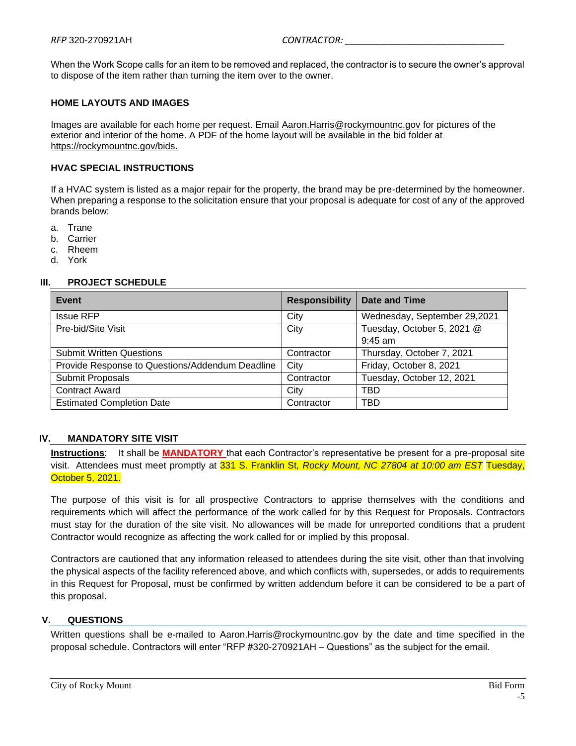When the Work Scope calls for an item to be removed and replaced, the contractor is to secure the owner's approval to dispose of the item rather than turning the item over to the owner.

### HOME LAYOUTS AND IMAGES

Images are available for each home per request. Email Aaron.Harris@rockymountnc.gov for pictures of the exterior and interior of the home. A PDF of the home layout will be available in the bid folder at https://rockymountnc.gov/bids.

### HVAC SPECIAL INSTRUCTIONS

If a HVAC system is listed as a major repair for the property, the brand may be pre-determined by the homeowner. When preparing a response to the solicitation ensure that your proposal is adequate for cost of any of the approved brands below:

a. Trane
b. Carrier
c. Rheem
d. York

## III. PROJECT SCHEDULE

| Event | Responsibility | Date and Time |
|---|---|---|
| Issue RFP | City | Wednesday, September 29,2021 |
| Pre-bid/Site Visit | City | Tuesday, October 5, 2021 @ 9:45 am |
| Submit Written Questions | Contractor | Thursday, October 7, 2021 |
| Provide Response to Questions/Addendum Deadline | City | Friday, October 8, 2021 |
| Submit Proposals | Contractor | Tuesday, October 12, 2021 |
| Contract Award | City | TBD |
| Estimated Completion Date | Contractor | TBD |

## IV. MANDATORY SITE VISIT

**Instructions**: It shall be **MANDATORY** that each Contractor's representative be present for a pre-proposal site visit. Attendees must meet promptly at 331 S. Franklin St*, Rocky Mount, NC 27804 at 10:00 am EST* Tuesday, October 5, 2021.

The purpose of this visit is for all prospective Contractors to apprise themselves with the conditions and requirements which will affect the performance of the work called for by this Request for Proposals. Contractors must stay for the duration of the site visit. No allowances will be made for unreported conditions that a prudent Contractor would recognize as affecting the work called for or implied by this proposal.

Contractors are cautioned that any information released to attendees during the site visit, other than that involving the physical aspects of the facility referenced above, and which conflicts with, supersedes, or adds to requirements in this Request for Proposal, must be confirmed by written addendum before it can be considered to be a part of this proposal.

## V. QUESTIONS

Written questions shall be e-mailed to Aaron.Harris@rockymountnc.gov by the date and time specified in the proposal schedule. Contractors will enter "RFP #320-270921AH – Questions" as the subject for the email.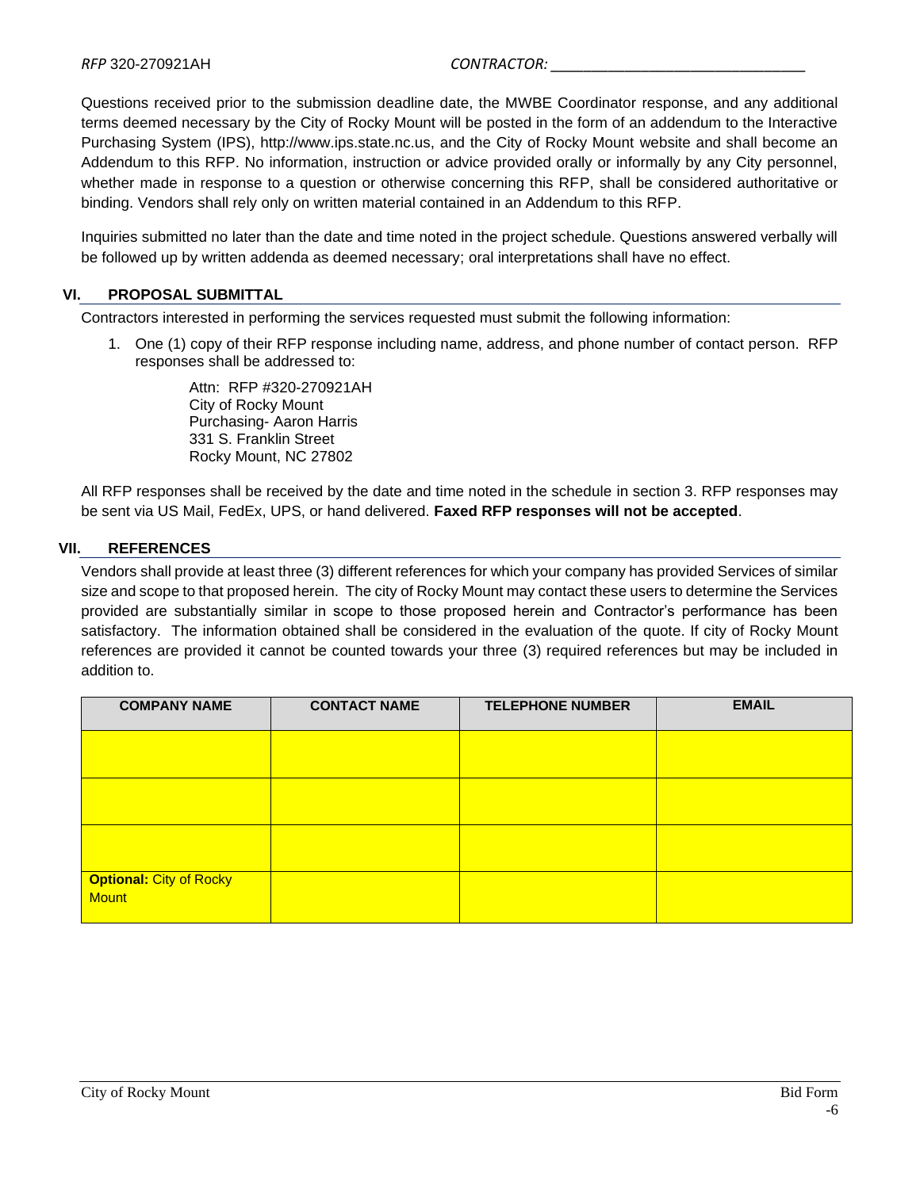Questions received prior to the submission deadline date, the MWBE Coordinator response, and any additional terms deemed necessary by the City of Rocky Mount will be posted in the form of an addendum to the Interactive Purchasing System (IPS), http://www.ips.state.nc.us, and the City of Rocky Mount website and shall become an Addendum to this RFP. No information, instruction or advice provided orally or informally by any City personnel, whether made in response to a question or otherwise concerning this RFP, shall be considered authoritative or binding. Vendors shall rely only on written material contained in an Addendum to this RFP.

Inquiries submitted no later than the date and time noted in the project schedule. Questions answered verbally will be followed up by written addenda as deemed necessary; oral interpretations shall have no effect.

## VI. PROPOSAL SUBMITTAL

Contractors interested in performing the services requested must submit the following information:

1. One (1) copy of their RFP response including name, address, and phone number of contact person. RFP responses shall be addressed to:

   Attn: RFP #320-270921AH
   City of Rocky Mount
   Purchasing- Aaron Harris
   331 S. Franklin Street
   Rocky Mount, NC 27802

All RFP responses shall be received by the date and time noted in the schedule in section 3. RFP responses may be sent via US Mail, FedEx, UPS, or hand delivered. **Faxed RFP responses will not be accepted**.

## VII. REFERENCES

Vendors shall provide at least three (3) different references for which your company has provided Services of similar size and scope to that proposed herein. The city of Rocky Mount may contact these users to determine the Services provided are substantially similar in scope to those proposed herein and Contractor's performance has been satisfactory. The information obtained shall be considered in the evaluation of the quote. If city of Rocky Mount references are provided it cannot be counted towards your three (3) required references but may be included in addition to.

| COMPANY NAME | CONTACT NAME | TELEPHONE NUMBER | EMAIL |
|---|---|---|---|
| | | | |
| | | | |
| | | | |
| **Optional:** City of Rocky Mount | | | |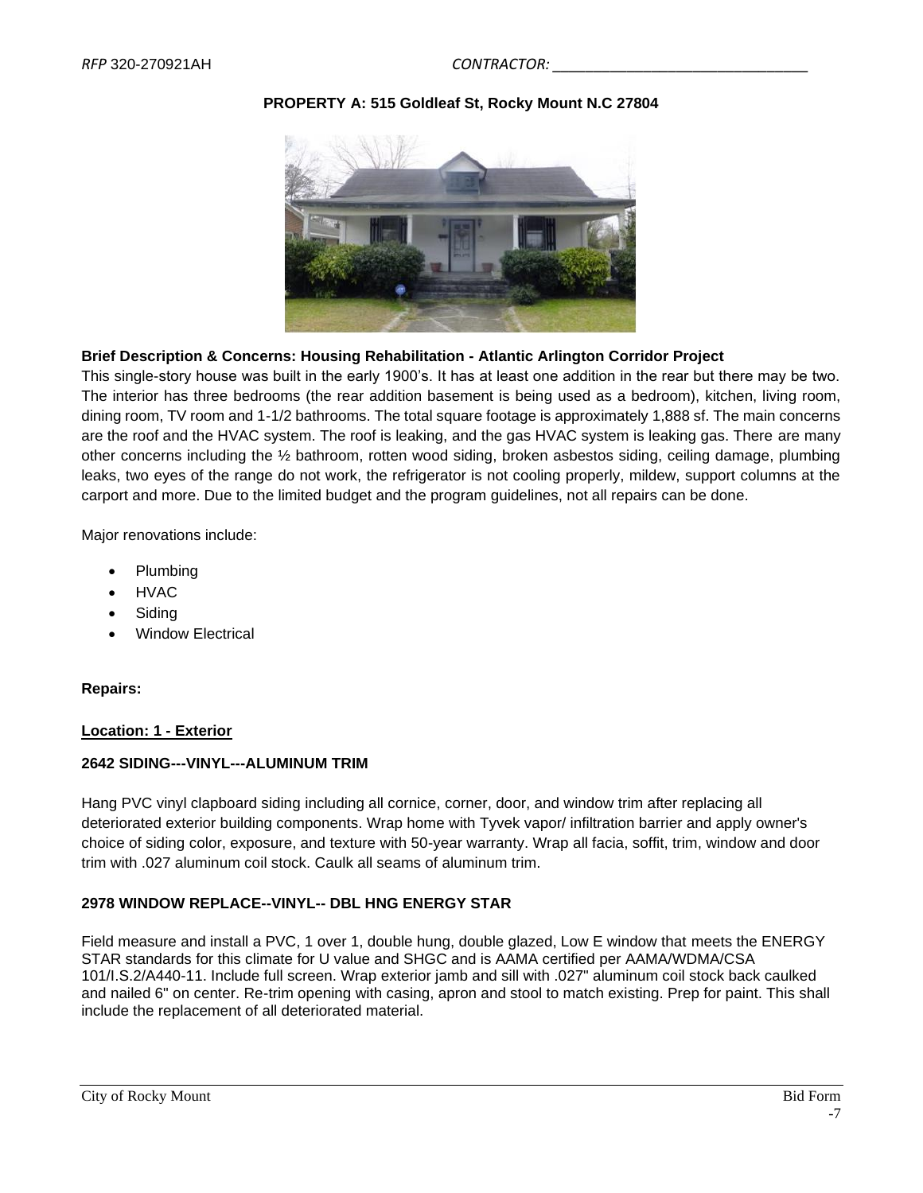**PROPERTY A: 515 Goldleaf St, Rocky Mount N.C 27804**

**Brief Description & Concerns: Housing Rehabilitation - Atlantic Arlington Corridor Project**

This single-story house was built in the early 1900's. It has at least one addition in the rear but there may be two. The interior has three bedrooms (the rear addition basement is being used as a bedroom), kitchen, living room, dining room, TV room and 1-1/2 bathrooms. The total square footage is approximately 1,888 sf. The main concerns are the roof and the HVAC system. The roof is leaking, and the gas HVAC system is leaking gas. There are many other concerns including the ½ bathroom, rotten wood siding, broken asbestos siding, ceiling damage, plumbing leaks, two eyes of the range do not work, the refrigerator is not cooling properly, mildew, support columns at the carport and more. Due to the limited budget and the program guidelines, not all repairs can be done.

Major renovations include:

- Plumbing
- HVAC
- Siding
- Window Electrical

**Repairs:**

**Location: 1 - Exterior**

**2642 SIDING---VINYL---ALUMINUM TRIM**

Hang PVC vinyl clapboard siding including all cornice, corner, door, and window trim after replacing all deteriorated exterior building components. Wrap home with Tyvek vapor/ infiltration barrier and apply owner's choice of siding color, exposure, and texture with 50-year warranty. Wrap all facia, soffit, trim, window and door trim with .027 aluminum coil stock. Caulk all seams of aluminum trim.

**2978 WINDOW REPLACE--VINYL-- DBL HNG ENERGY STAR**

Field measure and install a PVC, 1 over 1, double hung, double glazed, Low E window that meets the ENERGY STAR standards for this climate for U value and SHGC and is AAMA certified per AAMA/WDMA/CSA 101/I.S.2/A440-11. Include full screen. Wrap exterior jamb and sill with .027" aluminum coil stock back caulked and nailed 6" on center. Re-trim opening with casing, apron and stool to match existing. Prep for paint. This shall include the replacement of all deteriorated material.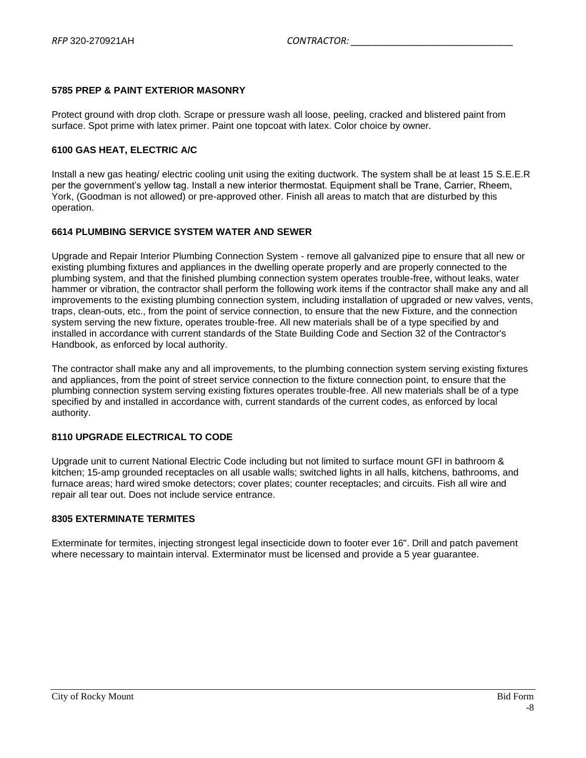### 5785 PREP & PAINT EXTERIOR MASONRY

Protect ground with drop cloth. Scrape or pressure wash all loose, peeling, cracked and blistered paint from surface. Spot prime with latex primer. Paint one topcoat with latex. Color choice by owner.

### 6100 GAS HEAT, ELECTRIC A/C

Install a new gas heating/ electric cooling unit using the exiting ductwork. The system shall be at least 15 S.E.E.R per the government's yellow tag. Install a new interior thermostat. Equipment shall be Trane, Carrier, Rheem, York, (Goodman is not allowed) or pre-approved other. Finish all areas to match that are disturbed by this operation.

### 6614 PLUMBING SERVICE SYSTEM WATER AND SEWER

Upgrade and Repair Interior Plumbing Connection System - remove all galvanized pipe to ensure that all new or existing plumbing fixtures and appliances in the dwelling operate properly and are properly connected to the plumbing system, and that the finished plumbing connection system operates trouble-free, without leaks, water hammer or vibration, the contractor shall perform the following work items if the contractor shall make any and all improvements to the existing plumbing connection system, including installation of upgraded or new valves, vents, traps, clean-outs, etc., from the point of service connection, to ensure that the new Fixture, and the connection system serving the new fixture, operates trouble-free. All new materials shall be of a type specified by and installed in accordance with current standards of the State Building Code and Section 32 of the Contractor's Handbook, as enforced by local authority.

The contractor shall make any and all improvements, to the plumbing connection system serving existing fixtures and appliances, from the point of street service connection to the fixture connection point, to ensure that the plumbing connection system serving existing fixtures operates trouble-free. All new materials shall be of a type specified by and installed in accordance with, current standards of the current codes, as enforced by local authority.

### 8110 UPGRADE ELECTRICAL TO CODE

Upgrade unit to current National Electric Code including but not limited to surface mount GFI in bathroom & kitchen; 15-amp grounded receptacles on all usable walls; switched lights in all halls, kitchens, bathrooms, and furnace areas; hard wired smoke detectors; cover plates; counter receptacles; and circuits. Fish all wire and repair all tear out. Does not include service entrance.

### 8305 EXTERMINATE TERMITES

Exterminate for termites, injecting strongest legal insecticide down to footer ever 16". Drill and patch pavement where necessary to maintain interval. Exterminator must be licensed and provide a 5 year guarantee.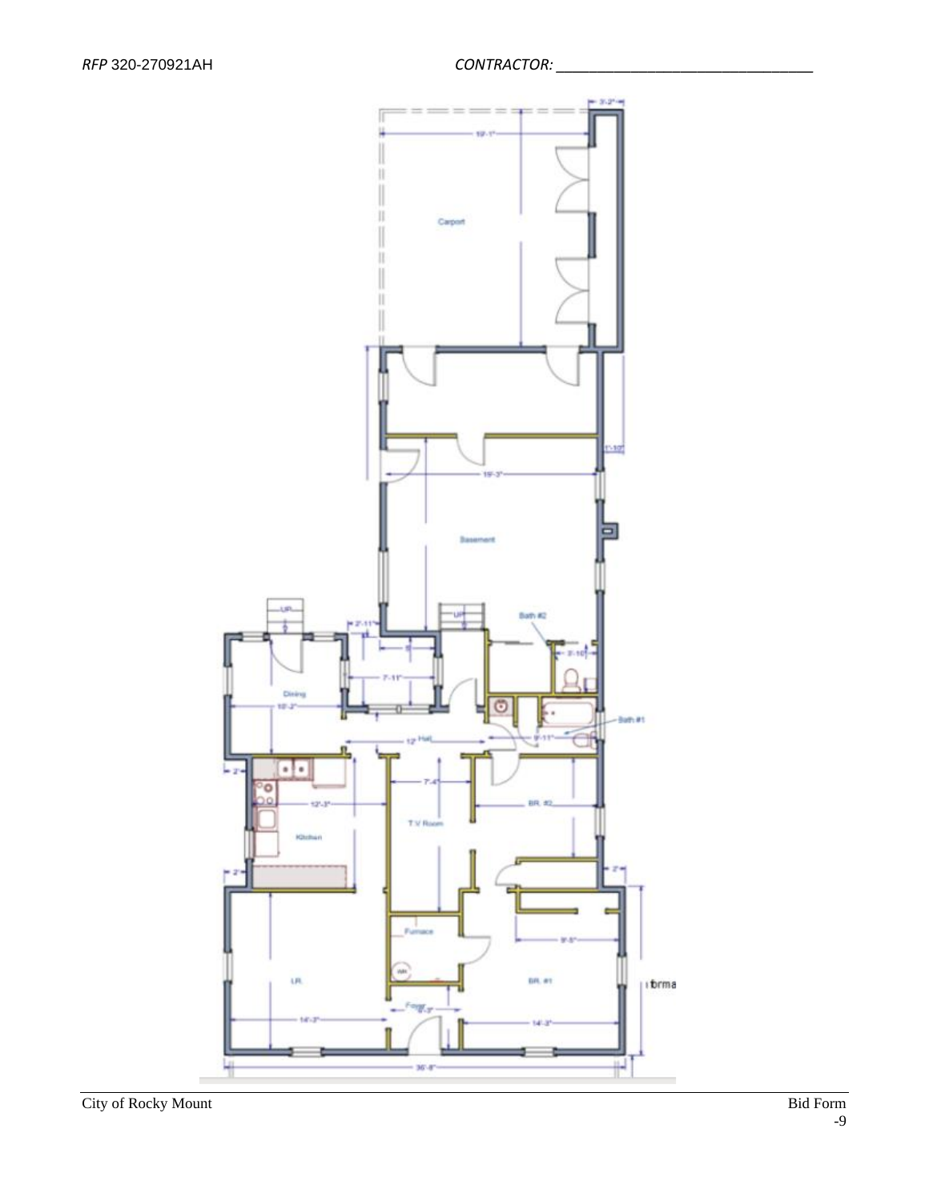Carport

19'-1"

3'-2"

19'-3"

1'-10"

Basement

UP

UP

2'-11"

7'-11"

Bath #2

3'-10"

Dining

10'-2"

Bath #1

12' Hall

9'-11"

7'-4"

2'

12'-3"

BR. #2

T.V Room

Kitchen

2'

2'

Furnace

9'-5"

LR.

BR. #1

Foyer 6'-3"

14'-3"

14'-3"

36'-8"

i brma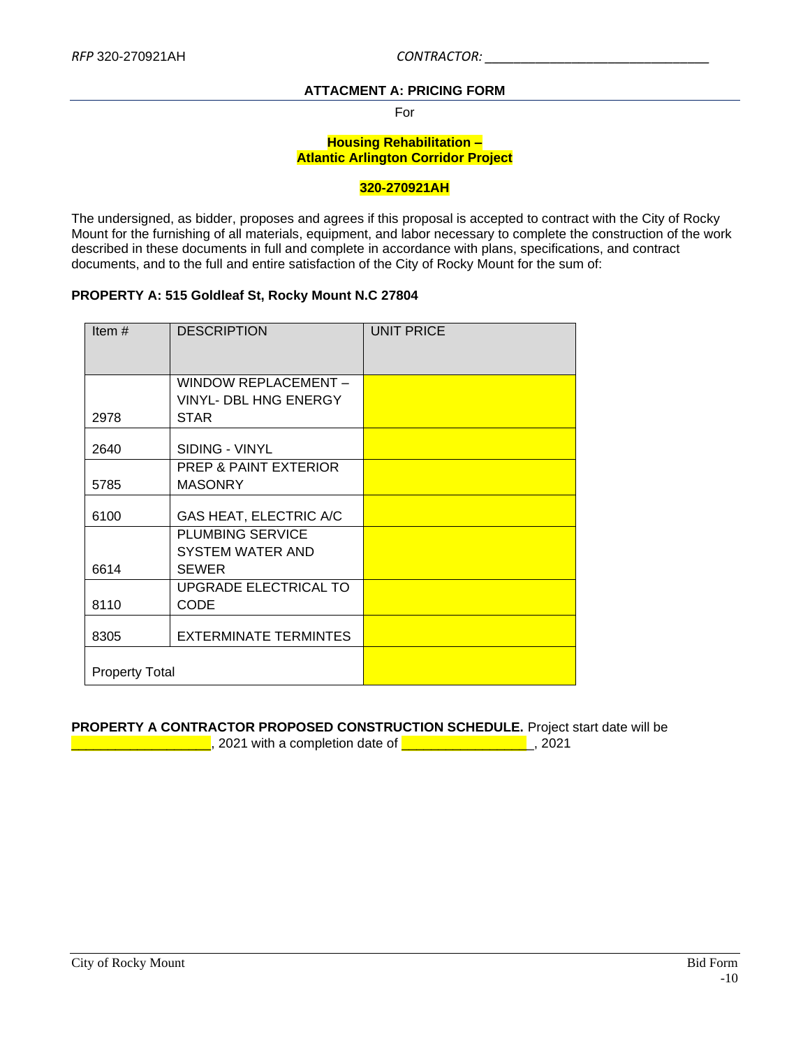## ATTACMENT A: PRICING FORM

For

**Housing Rehabilitation –**
**Atlantic Arlington Corridor Project**

**320-270921AH**

The undersigned, as bidder, proposes and agrees if this proposal is accepted to contract with the City of Rocky Mount for the furnishing of all materials, equipment, and labor necessary to complete the construction of the work described in these documents in full and complete in accordance with plans, specifications, and contract documents, and to the full and entire satisfaction of the City of Rocky Mount for the sum of:

**PROPERTY A: 515 Goldleaf St, Rocky Mount N.C 27804**

| Item # | DESCRIPTION | UNIT PRICE |
|---|---|---|
| 2978 | WINDOW REPLACEMENT – VINYL- DBL HNG ENERGY STAR | |
| 2640 | SIDING - VINYL | |
| 5785 | PREP & PAINT EXTERIOR MASONRY | |
| 6100 | GAS HEAT, ELECTRIC A/C | |
| 6614 | PLUMBING SERVICE SYSTEM WATER AND SEWER | |
| 8110 | UPGRADE ELECTRICAL TO CODE | |
| 8305 | EXTERMINATE TERMINTES | |
| Property Total | | |

**PROPERTY A CONTRACTOR PROPOSED CONSTRUCTION SCHEDULE.** Project start date will be ___________________, 2021 with a completion date of _________________, 2021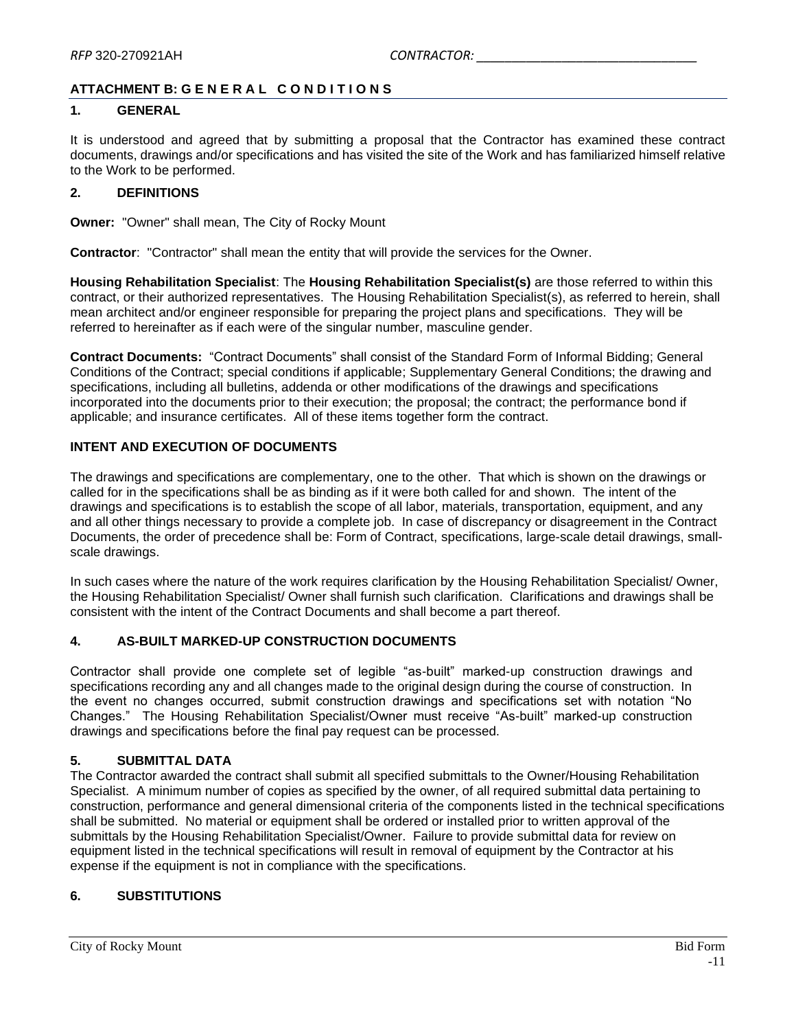## ATTACHMENT B: G E N E R A L C O N D I T I O N S

### 1. GENERAL

It is understood and agreed that by submitting a proposal that the Contractor has examined these contract documents, drawings and/or specifications and has visited the site of the Work and has familiarized himself relative to the Work to be performed.

### 2. DEFINITIONS

**Owner:** "Owner" shall mean, The City of Rocky Mount

**Contractor**: "Contractor" shall mean the entity that will provide the services for the Owner.

**Housing Rehabilitation Specialist**: The **Housing Rehabilitation Specialist(s)** are those referred to within this contract, or their authorized representatives. The Housing Rehabilitation Specialist(s), as referred to herein, shall mean architect and/or engineer responsible for preparing the project plans and specifications. They will be referred to hereinafter as if each were of the singular number, masculine gender.

**Contract Documents:** "Contract Documents" shall consist of the Standard Form of Informal Bidding; General Conditions of the Contract; special conditions if applicable; Supplementary General Conditions; the drawing and specifications, including all bulletins, addenda or other modifications of the drawings and specifications incorporated into the documents prior to their execution; the proposal; the contract; the performance bond if applicable; and insurance certificates. All of these items together form the contract.

### INTENT AND EXECUTION OF DOCUMENTS

The drawings and specifications are complementary, one to the other. That which is shown on the drawings or called for in the specifications shall be as binding as if it were both called for and shown. The intent of the drawings and specifications is to establish the scope of all labor, materials, transportation, equipment, and any and all other things necessary to provide a complete job. In case of discrepancy or disagreement in the Contract Documents, the order of precedence shall be: Form of Contract, specifications, large-scale detail drawings, small-scale drawings.

In such cases where the nature of the work requires clarification by the Housing Rehabilitation Specialist/ Owner, the Housing Rehabilitation Specialist/ Owner shall furnish such clarification. Clarifications and drawings shall be consistent with the intent of the Contract Documents and shall become a part thereof.

### 4. AS-BUILT MARKED-UP CONSTRUCTION DOCUMENTS

Contractor shall provide one complete set of legible "as-built" marked-up construction drawings and specifications recording any and all changes made to the original design during the course of construction. In the event no changes occurred, submit construction drawings and specifications set with notation "No Changes." The Housing Rehabilitation Specialist/Owner must receive "As-built" marked-up construction drawings and specifications before the final pay request can be processed.

### 5. SUBMITTAL DATA

The Contractor awarded the contract shall submit all specified submittals to the Owner/Housing Rehabilitation Specialist. A minimum number of copies as specified by the owner, of all required submittal data pertaining to construction, performance and general dimensional criteria of the components listed in the technical specifications shall be submitted. No material or equipment shall be ordered or installed prior to written approval of the submittals by the Housing Rehabilitation Specialist/Owner. Failure to provide submittal data for review on equipment listed in the technical specifications will result in removal of equipment by the Contractor at his expense if the equipment is not in compliance with the specifications.

### 6. SUBSTITUTIONS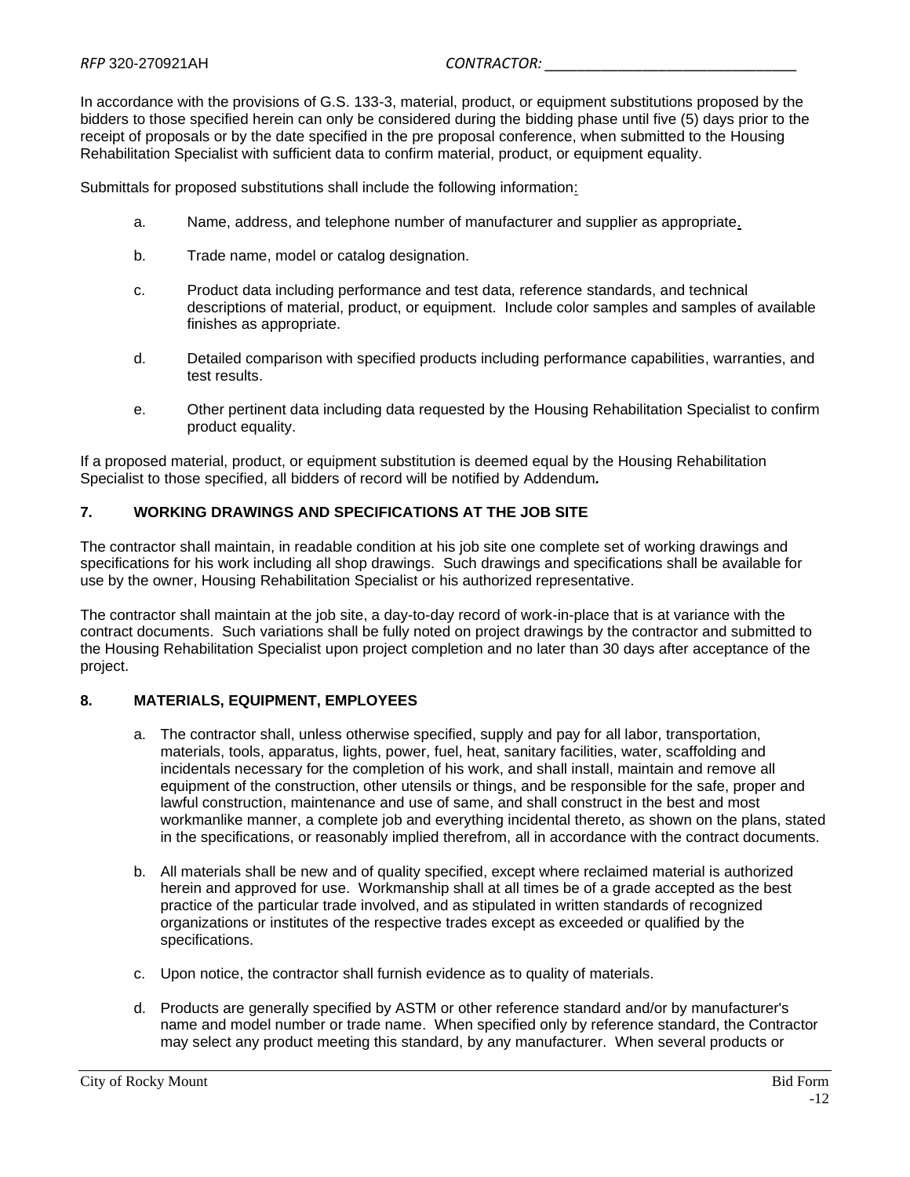In accordance with the provisions of G.S. 133-3, material, product, or equipment substitutions proposed by the bidders to those specified herein can only be considered during the bidding phase until five (5) days prior to the receipt of proposals or by the date specified in the pre proposal conference, when submitted to the Housing Rehabilitation Specialist with sufficient data to confirm material, product, or equipment equality.

Submittals for proposed substitutions shall include the following information:

a. Name, address, and telephone number of manufacturer and supplier as appropriate.

b. Trade name, model or catalog designation.

c. Product data including performance and test data, reference standards, and technical descriptions of material, product, or equipment. Include color samples and samples of available finishes as appropriate.

d. Detailed comparison with specified products including performance capabilities, warranties, and test results.

e. Other pertinent data including data requested by the Housing Rehabilitation Specialist to confirm product equality.

If a proposed material, product, or equipment substitution is deemed equal by the Housing Rehabilitation Specialist to those specified, all bidders of record will be notified by Addendum.

## 7. WORKING DRAWINGS AND SPECIFICATIONS AT THE JOB SITE

The contractor shall maintain, in readable condition at his job site one complete set of working drawings and specifications for his work including all shop drawings. Such drawings and specifications shall be available for use by the owner, Housing Rehabilitation Specialist or his authorized representative.

The contractor shall maintain at the job site, a day-to-day record of work-in-place that is at variance with the contract documents. Such variations shall be fully noted on project drawings by the contractor and submitted to the Housing Rehabilitation Specialist upon project completion and no later than 30 days after acceptance of the project.

## 8. MATERIALS, EQUIPMENT, EMPLOYEES

a. The contractor shall, unless otherwise specified, supply and pay for all labor, transportation, materials, tools, apparatus, lights, power, fuel, heat, sanitary facilities, water, scaffolding and incidentals necessary for the completion of his work, and shall install, maintain and remove all equipment of the construction, other utensils or things, and be responsible for the safe, proper and lawful construction, maintenance and use of same, and shall construct in the best and most workmanlike manner, a complete job and everything incidental thereto, as shown on the plans, stated in the specifications, or reasonably implied therefrom, all in accordance with the contract documents.

b. All materials shall be new and of quality specified, except where reclaimed material is authorized herein and approved for use. Workmanship shall at all times be of a grade accepted as the best practice of the particular trade involved, and as stipulated in written standards of recognized organizations or institutes of the respective trades except as exceeded or qualified by the specifications.

c. Upon notice, the contractor shall furnish evidence as to quality of materials.

d. Products are generally specified by ASTM or other reference standard and/or by manufacturer's name and model number or trade name. When specified only by reference standard, the Contractor may select any product meeting this standard, by any manufacturer. When several products or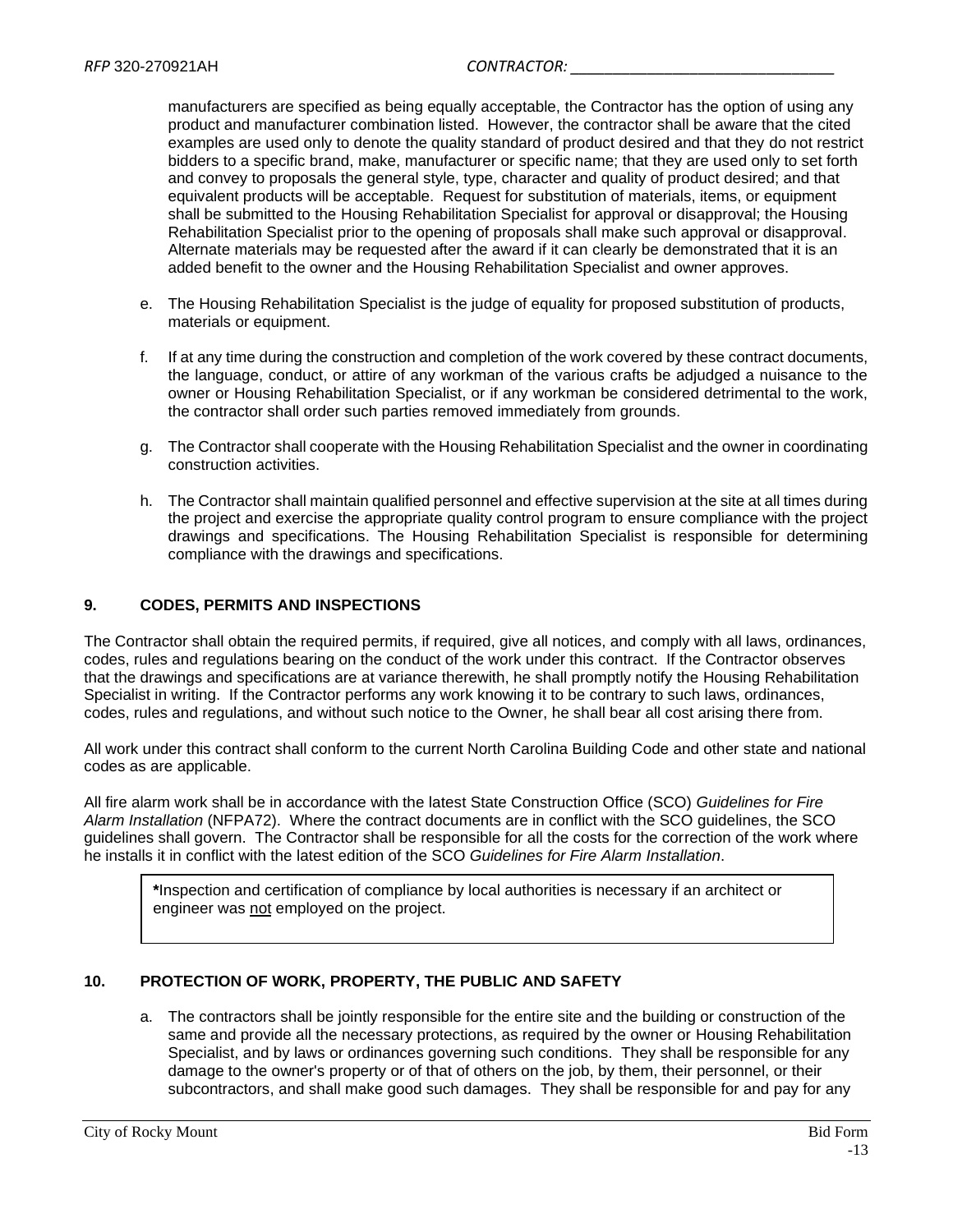manufacturers are specified as being equally acceptable, the Contractor has the option of using any product and manufacturer combination listed. However, the contractor shall be aware that the cited examples are used only to denote the quality standard of product desired and that they do not restrict bidders to a specific brand, make, manufacturer or specific name; that they are used only to set forth and convey to proposals the general style, type, character and quality of product desired; and that equivalent products will be acceptable. Request for substitution of materials, items, or equipment shall be submitted to the Housing Rehabilitation Specialist for approval or disapproval; the Housing Rehabilitation Specialist prior to the opening of proposals shall make such approval or disapproval. Alternate materials may be requested after the award if it can clearly be demonstrated that it is an added benefit to the owner and the Housing Rehabilitation Specialist and owner approves.

e. The Housing Rehabilitation Specialist is the judge of equality for proposed substitution of products, materials or equipment.

f. If at any time during the construction and completion of the work covered by these contract documents, the language, conduct, or attire of any workman of the various crafts be adjudged a nuisance to the owner or Housing Rehabilitation Specialist, or if any workman be considered detrimental to the work, the contractor shall order such parties removed immediately from grounds.

g. The Contractor shall cooperate with the Housing Rehabilitation Specialist and the owner in coordinating construction activities.

h. The Contractor shall maintain qualified personnel and effective supervision at the site at all times during the project and exercise the appropriate quality control program to ensure compliance with the project drawings and specifications. The Housing Rehabilitation Specialist is responsible for determining compliance with the drawings and specifications.

## 9. CODES, PERMITS AND INSPECTIONS

The Contractor shall obtain the required permits, if required, give all notices, and comply with all laws, ordinances, codes, rules and regulations bearing on the conduct of the work under this contract. If the Contractor observes that the drawings and specifications are at variance therewith, he shall promptly notify the Housing Rehabilitation Specialist in writing. If the Contractor performs any work knowing it to be contrary to such laws, ordinances, codes, rules and regulations, and without such notice to the Owner, he shall bear all cost arising there from.

All work under this contract shall conform to the current North Carolina Building Code and other state and national codes as are applicable.

All fire alarm work shall be in accordance with the latest State Construction Office (SCO) *Guidelines for Fire Alarm Installation* (NFPA72). Where the contract documents are in conflict with the SCO guidelines, the SCO guidelines shall govern. The Contractor shall be responsible for all the costs for the correction of the work where he installs it in conflict with the latest edition of the SCO *Guidelines for Fire Alarm Installation*.

> **\***Inspection and certification of compliance by local authorities is necessary if an architect or engineer was not employed on the project.

## 10. PROTECTION OF WORK, PROPERTY, THE PUBLIC AND SAFETY

a. The contractors shall be jointly responsible for the entire site and the building or construction of the same and provide all the necessary protections, as required by the owner or Housing Rehabilitation Specialist, and by laws or ordinances governing such conditions. They shall be responsible for any damage to the owner's property or of that of others on the job, by them, their personnel, or their subcontractors, and shall make good such damages. They shall be responsible for and pay for any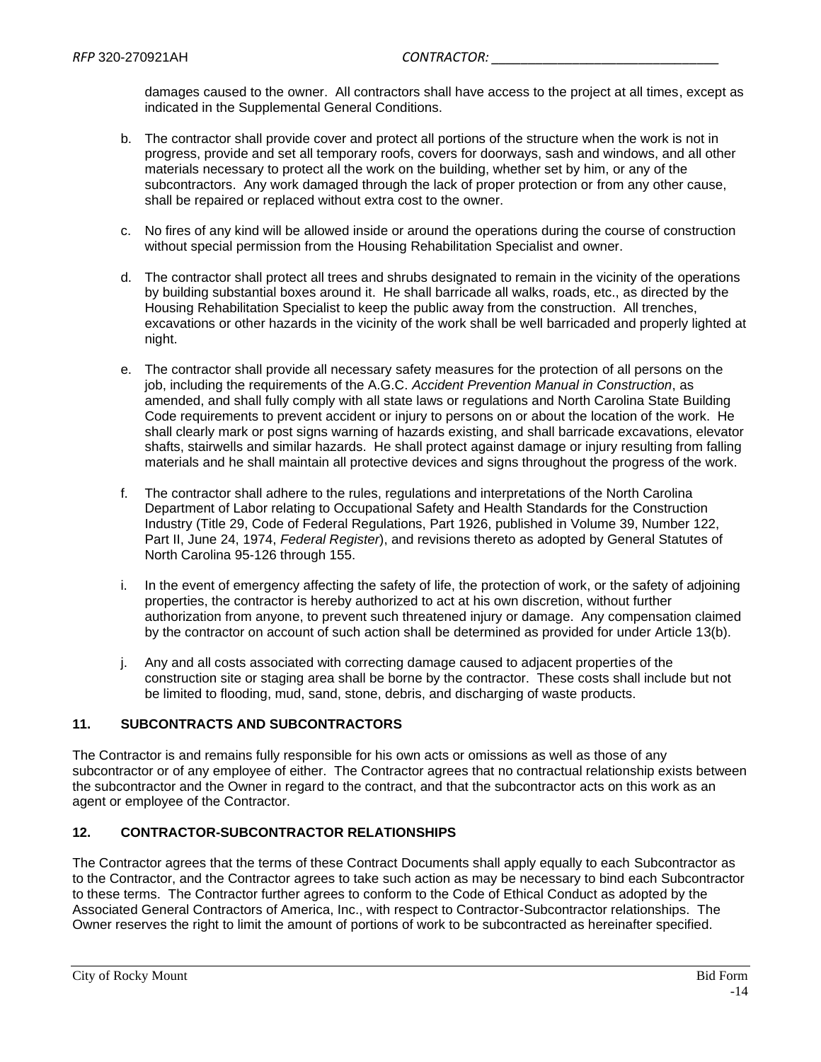damages caused to the owner. All contractors shall have access to the project at all times, except as indicated in the Supplemental General Conditions.

b. The contractor shall provide cover and protect all portions of the structure when the work is not in progress, provide and set all temporary roofs, covers for doorways, sash and windows, and all other materials necessary to protect all the work on the building, whether set by him, or any of the subcontractors. Any work damaged through the lack of proper protection or from any other cause, shall be repaired or replaced without extra cost to the owner.

c. No fires of any kind will be allowed inside or around the operations during the course of construction without special permission from the Housing Rehabilitation Specialist and owner.

d. The contractor shall protect all trees and shrubs designated to remain in the vicinity of the operations by building substantial boxes around it. He shall barricade all walks, roads, etc., as directed by the Housing Rehabilitation Specialist to keep the public away from the construction. All trenches, excavations or other hazards in the vicinity of the work shall be well barricaded and properly lighted at night.

e. The contractor shall provide all necessary safety measures for the protection of all persons on the job, including the requirements of the A.G.C. *Accident Prevention Manual in Construction*, as amended, and shall fully comply with all state laws or regulations and North Carolina State Building Code requirements to prevent accident or injury to persons on or about the location of the work. He shall clearly mark or post signs warning of hazards existing, and shall barricade excavations, elevator shafts, stairwells and similar hazards. He shall protect against damage or injury resulting from falling materials and he shall maintain all protective devices and signs throughout the progress of the work.

f. The contractor shall adhere to the rules, regulations and interpretations of the North Carolina Department of Labor relating to Occupational Safety and Health Standards for the Construction Industry (Title 29, Code of Federal Regulations, Part 1926, published in Volume 39, Number 122, Part II, June 24, 1974, *Federal Register*), and revisions thereto as adopted by General Statutes of North Carolina 95-126 through 155.

i. In the event of emergency affecting the safety of life, the protection of work, or the safety of adjoining properties, the contractor is hereby authorized to act at his own discretion, without further authorization from anyone, to prevent such threatened injury or damage. Any compensation claimed by the contractor on account of such action shall be determined as provided for under Article 13(b).

j. Any and all costs associated with correcting damage caused to adjacent properties of the construction site or staging area shall be borne by the contractor. These costs shall include but not be limited to flooding, mud, sand, stone, debris, and discharging of waste products.

## 11. SUBCONTRACTS AND SUBCONTRACTORS

The Contractor is and remains fully responsible for his own acts or omissions as well as those of any subcontractor or of any employee of either. The Contractor agrees that no contractual relationship exists between the subcontractor and the Owner in regard to the contract, and that the subcontractor acts on this work as an agent or employee of the Contractor.

## 12. CONTRACTOR-SUBCONTRACTOR RELATIONSHIPS

The Contractor agrees that the terms of these Contract Documents shall apply equally to each Subcontractor as to the Contractor, and the Contractor agrees to take such action as may be necessary to bind each Subcontractor to these terms. The Contractor further agrees to conform to the Code of Ethical Conduct as adopted by the Associated General Contractors of America, Inc., with respect to Contractor-Subcontractor relationships. The Owner reserves the right to limit the amount of portions of work to be subcontracted as hereinafter specified.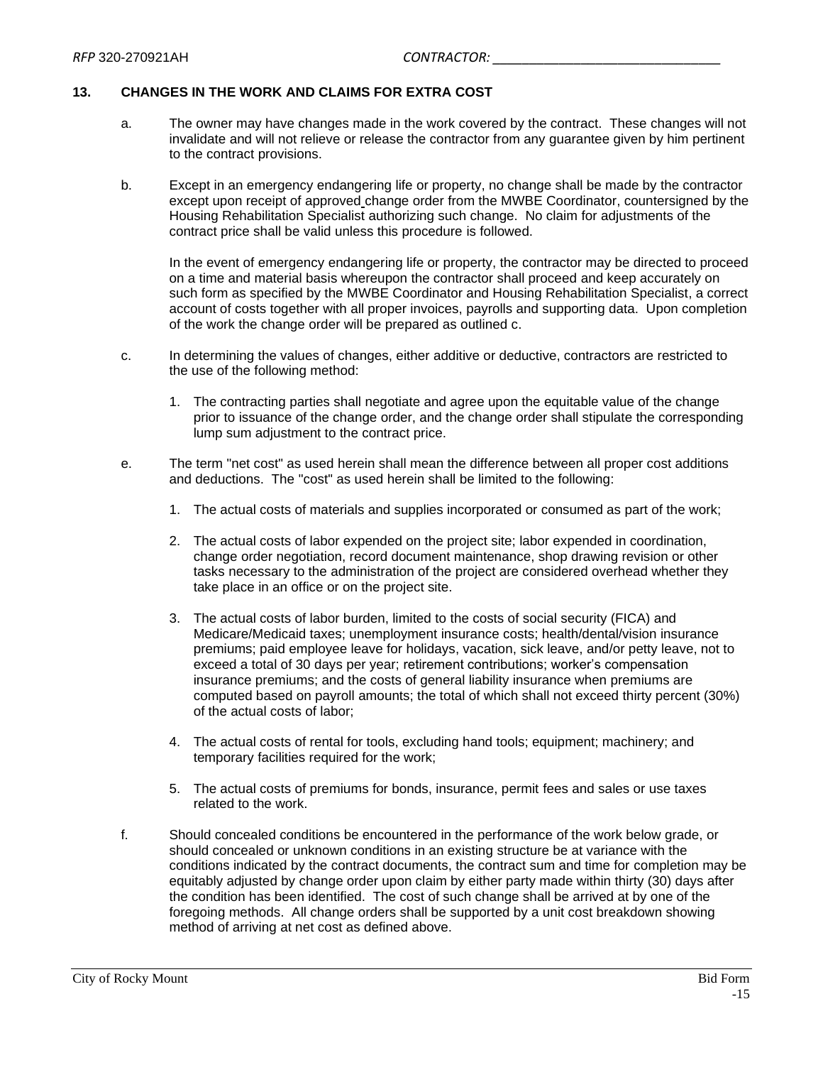## 13. CHANGES IN THE WORK AND CLAIMS FOR EXTRA COST

a. The owner may have changes made in the work covered by the contract. These changes will not invalidate and will not relieve or release the contractor from any guarantee given by him pertinent to the contract provisions.

b. Except in an emergency endangering life or property, no change shall be made by the contractor except upon receipt of approved change order from the MWBE Coordinator, countersigned by the Housing Rehabilitation Specialist authorizing such change. No claim for adjustments of the contract price shall be valid unless this procedure is followed.

   In the event of emergency endangering life or property, the contractor may be directed to proceed on a time and material basis whereupon the contractor shall proceed and keep accurately on such form as specified by the MWBE Coordinator and Housing Rehabilitation Specialist, a correct account of costs together with all proper invoices, payrolls and supporting data. Upon completion of the work the change order will be prepared as outlined c.

c. In determining the values of changes, either additive or deductive, contractors are restricted to the use of the following method:

   1. The contracting parties shall negotiate and agree upon the equitable value of the change prior to issuance of the change order, and the change order shall stipulate the corresponding lump sum adjustment to the contract price.

e. The term "net cost" as used herein shall mean the difference between all proper cost additions and deductions. The "cost" as used herein shall be limited to the following:

   1. The actual costs of materials and supplies incorporated or consumed as part of the work;

   2. The actual costs of labor expended on the project site; labor expended in coordination, change order negotiation, record document maintenance, shop drawing revision or other tasks necessary to the administration of the project are considered overhead whether they take place in an office or on the project site.

   3. The actual costs of labor burden, limited to the costs of social security (FICA) and Medicare/Medicaid taxes; unemployment insurance costs; health/dental/vision insurance premiums; paid employee leave for holidays, vacation, sick leave, and/or petty leave, not to exceed a total of 30 days per year; retirement contributions; worker's compensation insurance premiums; and the costs of general liability insurance when premiums are computed based on payroll amounts; the total of which shall not exceed thirty percent (30%) of the actual costs of labor;

   4. The actual costs of rental for tools, excluding hand tools; equipment; machinery; and temporary facilities required for the work;

   5. The actual costs of premiums for bonds, insurance, permit fees and sales or use taxes related to the work.

f. Should concealed conditions be encountered in the performance of the work below grade, or should concealed or unknown conditions in an existing structure be at variance with the conditions indicated by the contract documents, the contract sum and time for completion may be equitably adjusted by change order upon claim by either party made within thirty (30) days after the condition has been identified. The cost of such change shall be arrived at by one of the foregoing methods. All change orders shall be supported by a unit cost breakdown showing method of arriving at net cost as defined above.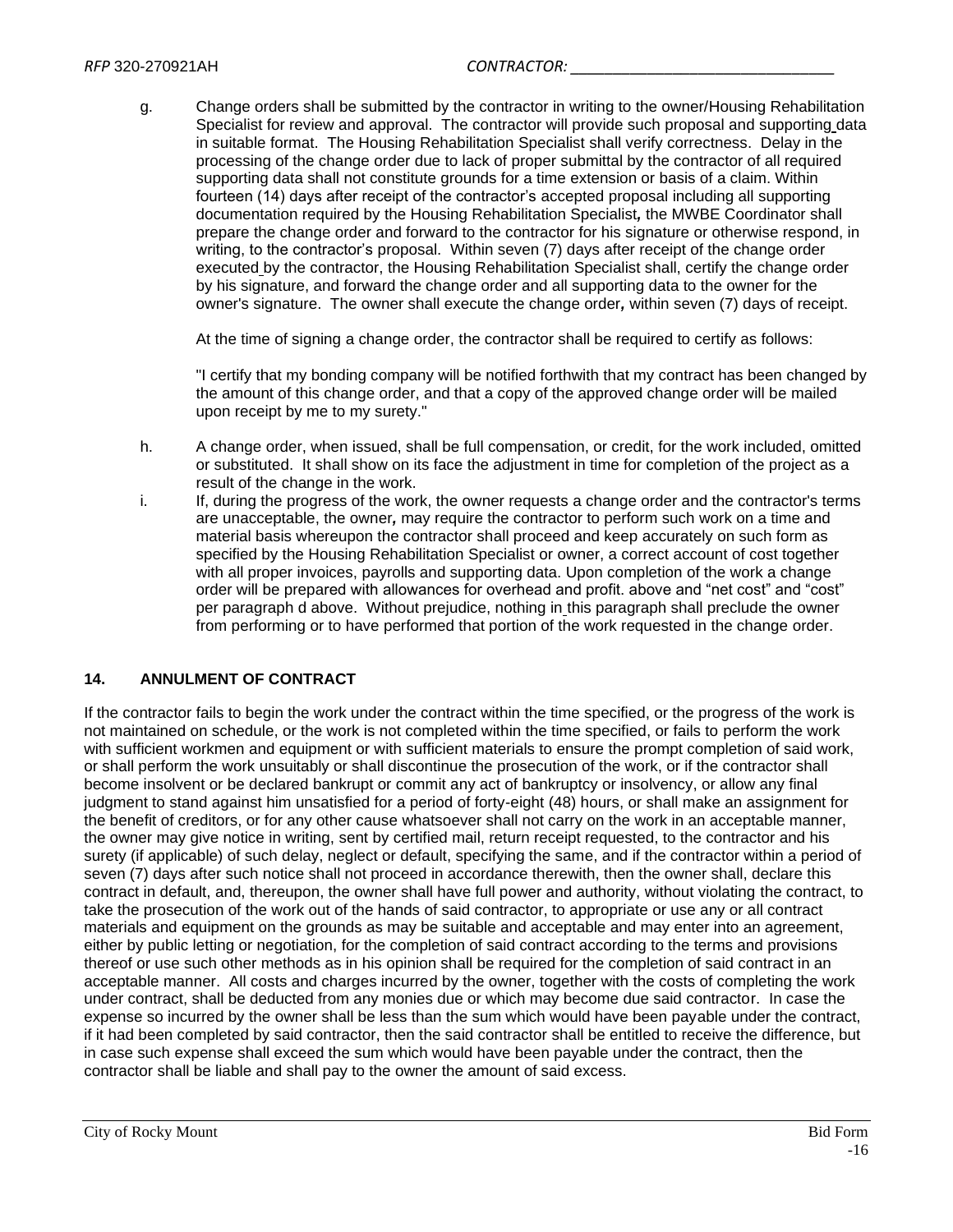g. Change orders shall be submitted by the contractor in writing to the owner/Housing Rehabilitation Specialist for review and approval. The contractor will provide such proposal and supporting data in suitable format. The Housing Rehabilitation Specialist shall verify correctness. Delay in the processing of the change order due to lack of proper submittal by the contractor of all required supporting data shall not constitute grounds for a time extension or basis of a claim. Within fourteen (14) days after receipt of the contractor's accepted proposal including all supporting documentation required by the Housing Rehabilitation Specialist*,* the MWBE Coordinator shall prepare the change order and forward to the contractor for his signature or otherwise respond, in writing, to the contractor's proposal. Within seven (7) days after receipt of the change order executed by the contractor, the Housing Rehabilitation Specialist shall, certify the change order by his signature, and forward the change order and all supporting data to the owner for the owner's signature. The owner shall execute the change order*,* within seven (7) days of receipt.

   At the time of signing a change order, the contractor shall be required to certify as follows:

   "I certify that my bonding company will be notified forthwith that my contract has been changed by the amount of this change order, and that a copy of the approved change order will be mailed upon receipt by me to my surety."

h. A change order, when issued, shall be full compensation, or credit, for the work included, omitted or substituted. It shall show on its face the adjustment in time for completion of the project as a result of the change in the work.

i. If, during the progress of the work, the owner requests a change order and the contractor's terms are unacceptable, the owner*,* may require the contractor to perform such work on a time and material basis whereupon the contractor shall proceed and keep accurately on such form as specified by the Housing Rehabilitation Specialist or owner, a correct account of cost together with all proper invoices, payrolls and supporting data. Upon completion of the work a change order will be prepared with allowances for overhead and profit. above and "net cost" and "cost" per paragraph d above. Without prejudice, nothing in this paragraph shall preclude the owner from performing or to have performed that portion of the work requested in the change order.

## 14. ANNULMENT OF CONTRACT

If the contractor fails to begin the work under the contract within the time specified, or the progress of the work is not maintained on schedule, or the work is not completed within the time specified, or fails to perform the work with sufficient workmen and equipment or with sufficient materials to ensure the prompt completion of said work, or shall perform the work unsuitably or shall discontinue the prosecution of the work, or if the contractor shall become insolvent or be declared bankrupt or commit any act of bankruptcy or insolvency, or allow any final judgment to stand against him unsatisfied for a period of forty-eight (48) hours, or shall make an assignment for the benefit of creditors, or for any other cause whatsoever shall not carry on the work in an acceptable manner, the owner may give notice in writing, sent by certified mail, return receipt requested, to the contractor and his surety (if applicable) of such delay, neglect or default, specifying the same, and if the contractor within a period of seven (7) days after such notice shall not proceed in accordance therewith, then the owner shall, declare this contract in default, and, thereupon, the owner shall have full power and authority, without violating the contract, to take the prosecution of the work out of the hands of said contractor, to appropriate or use any or all contract materials and equipment on the grounds as may be suitable and acceptable and may enter into an agreement, either by public letting or negotiation, for the completion of said contract according to the terms and provisions thereof or use such other methods as in his opinion shall be required for the completion of said contract in an acceptable manner. All costs and charges incurred by the owner, together with the costs of completing the work under contract, shall be deducted from any monies due or which may become due said contractor. In case the expense so incurred by the owner shall be less than the sum which would have been payable under the contract, if it had been completed by said contractor, then the said contractor shall be entitled to receive the difference, but in case such expense shall exceed the sum which would have been payable under the contract, then the contractor shall be liable and shall pay to the owner the amount of said excess.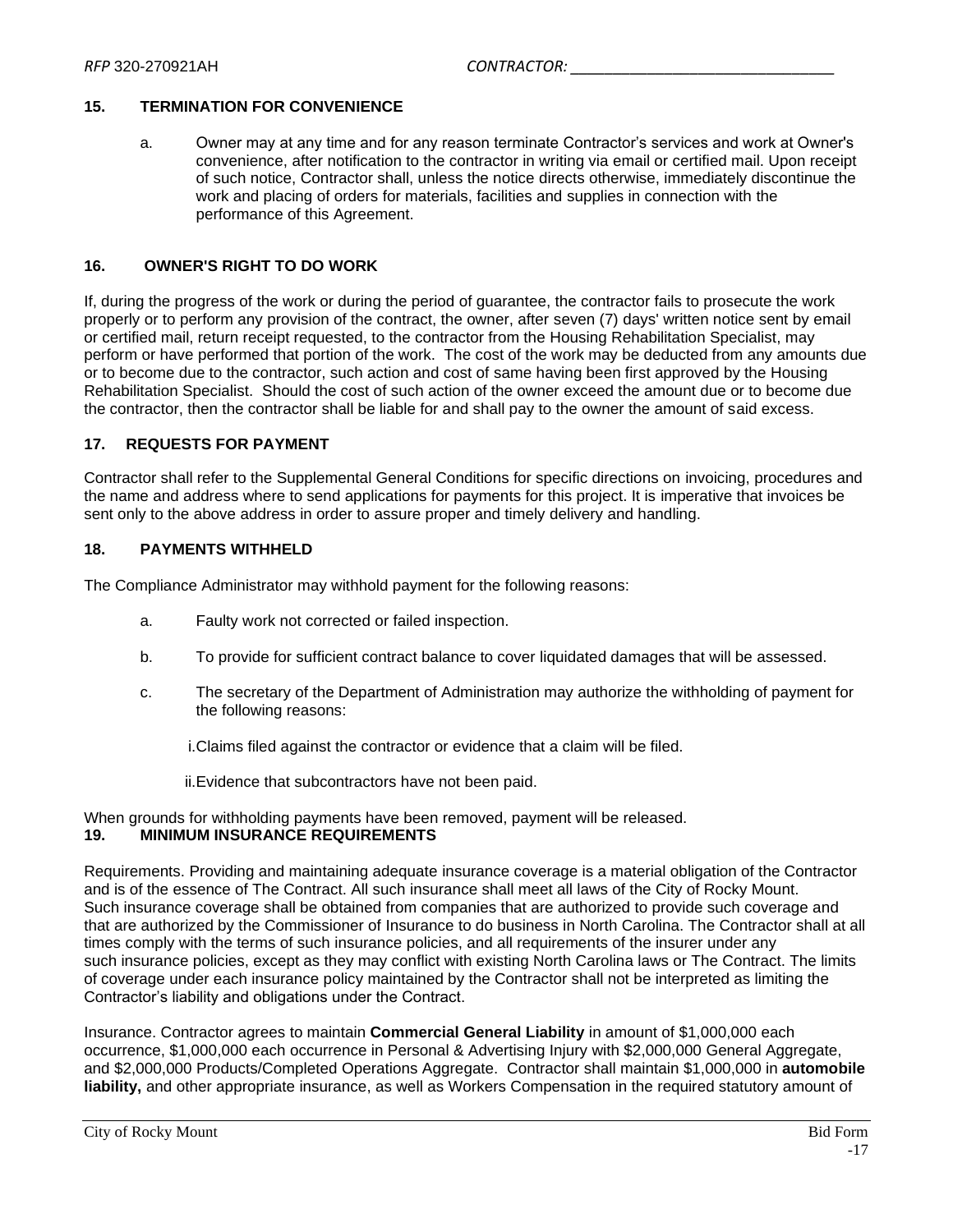## 15. TERMINATION FOR CONVENIENCE

a. Owner may at any time and for any reason terminate Contractor's services and work at Owner's convenience, after notification to the contractor in writing via email or certified mail. Upon receipt of such notice, Contractor shall, unless the notice directs otherwise, immediately discontinue the work and placing of orders for materials, facilities and supplies in connection with the performance of this Agreement.

## 16. OWNER'S RIGHT TO DO WORK

If, during the progress of the work or during the period of guarantee, the contractor fails to prosecute the work properly or to perform any provision of the contract, the owner, after seven (7) days' written notice sent by email or certified mail, return receipt requested, to the contractor from the Housing Rehabilitation Specialist, may perform or have performed that portion of the work. The cost of the work may be deducted from any amounts due or to become due to the contractor, such action and cost of same having been first approved by the Housing Rehabilitation Specialist. Should the cost of such action of the owner exceed the amount due or to become due the contractor, then the contractor shall be liable for and shall pay to the owner the amount of said excess.

## 17. REQUESTS FOR PAYMENT

Contractor shall refer to the Supplemental General Conditions for specific directions on invoicing, procedures and the name and address where to send applications for payments for this project. It is imperative that invoices be sent only to the above address in order to assure proper and timely delivery and handling.

## 18. PAYMENTS WITHHELD

The Compliance Administrator may withhold payment for the following reasons:

a. Faulty work not corrected or failed inspection.

b. To provide for sufficient contract balance to cover liquidated damages that will be assessed.

c. The secretary of the Department of Administration may authorize the withholding of payment for the following reasons:

   i. Claims filed against the contractor or evidence that a claim will be filed.

   ii. Evidence that subcontractors have not been paid.

When grounds for withholding payments have been removed, payment will be released.

## 19. MINIMUM INSURANCE REQUIREMENTS

Requirements. Providing and maintaining adequate insurance coverage is a material obligation of the Contractor and is of the essence of The Contract. All such insurance shall meet all laws of the City of Rocky Mount. Such insurance coverage shall be obtained from companies that are authorized to provide such coverage and that are authorized by the Commissioner of Insurance to do business in North Carolina. The Contractor shall at all times comply with the terms of such insurance policies, and all requirements of the insurer under any such insurance policies, except as they may conflict with existing North Carolina laws or The Contract. The limits of coverage under each insurance policy maintained by the Contractor shall not be interpreted as limiting the Contractor's liability and obligations under the Contract.

Insurance. Contractor agrees to maintain **Commercial General Liability** in amount of $1,000,000 each occurrence, $1,000,000 each occurrence in Personal & Advertising Injury with $2,000,000 General Aggregate, and $2,000,000 Products/Completed Operations Aggregate. Contractor shall maintain $1,000,000 in **automobile liability,** and other appropriate insurance, as well as Workers Compensation in the required statutory amount of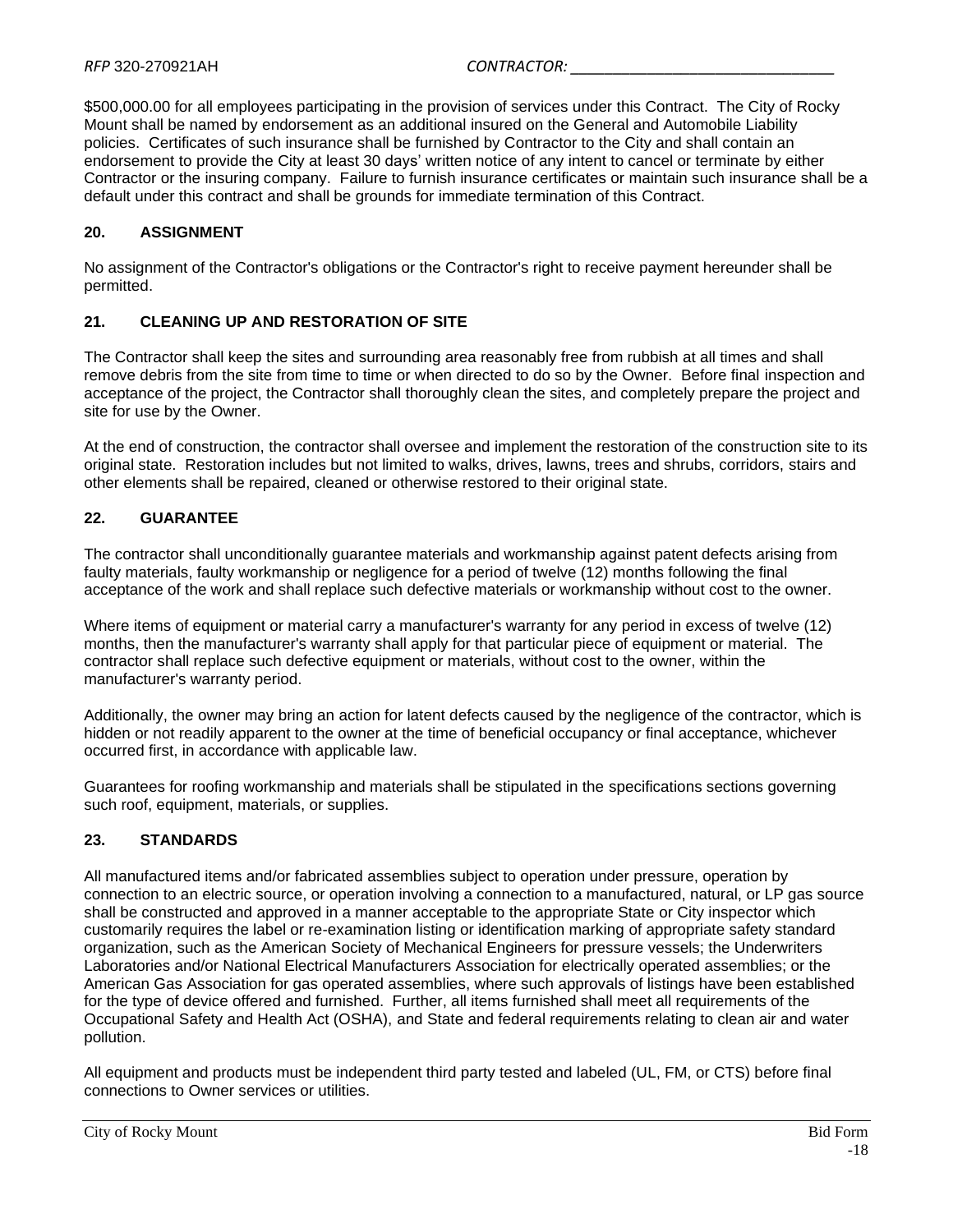$500,000.00 for all employees participating in the provision of services under this Contract. The City of Rocky Mount shall be named by endorsement as an additional insured on the General and Automobile Liability policies. Certificates of such insurance shall be furnished by Contractor to the City and shall contain an endorsement to provide the City at least 30 days' written notice of any intent to cancel or terminate by either Contractor or the insuring company. Failure to furnish insurance certificates or maintain such insurance shall be a default under this contract and shall be grounds for immediate termination of this Contract.

**20. ASSIGNMENT**

No assignment of the Contractor's obligations or the Contractor's right to receive payment hereunder shall be permitted.

**21. CLEANING UP AND RESTORATION OF SITE**

The Contractor shall keep the sites and surrounding area reasonably free from rubbish at all times and shall remove debris from the site from time to time or when directed to do so by the Owner. Before final inspection and acceptance of the project, the Contractor shall thoroughly clean the sites, and completely prepare the project and site for use by the Owner.

At the end of construction, the contractor shall oversee and implement the restoration of the construction site to its original state. Restoration includes but not limited to walks, drives, lawns, trees and shrubs, corridors, stairs and other elements shall be repaired, cleaned or otherwise restored to their original state.

**22. GUARANTEE**

The contractor shall unconditionally guarantee materials and workmanship against patent defects arising from faulty materials, faulty workmanship or negligence for a period of twelve (12) months following the final acceptance of the work and shall replace such defective materials or workmanship without cost to the owner.

Where items of equipment or material carry a manufacturer's warranty for any period in excess of twelve (12) months, then the manufacturer's warranty shall apply for that particular piece of equipment or material. The contractor shall replace such defective equipment or materials, without cost to the owner, within the manufacturer's warranty period.

Additionally, the owner may bring an action for latent defects caused by the negligence of the contractor, which is hidden or not readily apparent to the owner at the time of beneficial occupancy or final acceptance, whichever occurred first, in accordance with applicable law.

Guarantees for roofing workmanship and materials shall be stipulated in the specifications sections governing such roof, equipment, materials, or supplies.

**23. STANDARDS**

All manufactured items and/or fabricated assemblies subject to operation under pressure, operation by connection to an electric source, or operation involving a connection to a manufactured, natural, or LP gas source shall be constructed and approved in a manner acceptable to the appropriate State or City inspector which customarily requires the label or re-examination listing or identification marking of appropriate safety standard organization, such as the American Society of Mechanical Engineers for pressure vessels; the Underwriters Laboratories and/or National Electrical Manufacturers Association for electrically operated assemblies; or the American Gas Association for gas operated assemblies, where such approvals of listings have been established for the type of device offered and furnished. Further, all items furnished shall meet all requirements of the Occupational Safety and Health Act (OSHA), and State and federal requirements relating to clean air and water pollution.

All equipment and products must be independent third party tested and labeled (UL, FM, or CTS) before final connections to Owner services or utilities.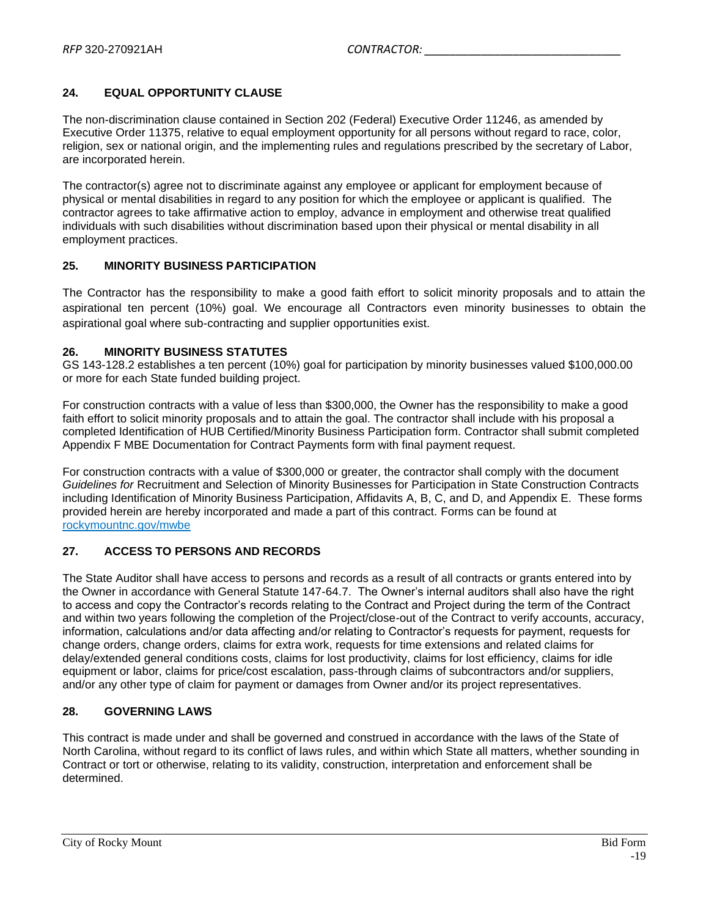## 24. EQUAL OPPORTUNITY CLAUSE

The non-discrimination clause contained in Section 202 (Federal) Executive Order 11246, as amended by Executive Order 11375, relative to equal employment opportunity for all persons without regard to race, color, religion, sex or national origin, and the implementing rules and regulations prescribed by the secretary of Labor, are incorporated herein.

The contractor(s) agree not to discriminate against any employee or applicant for employment because of physical or mental disabilities in regard to any position for which the employee or applicant is qualified. The contractor agrees to take affirmative action to employ, advance in employment and otherwise treat qualified individuals with such disabilities without discrimination based upon their physical or mental disability in all employment practices.

## 25. MINORITY BUSINESS PARTICIPATION

The Contractor has the responsibility to make a good faith effort to solicit minority proposals and to attain the aspirational ten percent (10%) goal. We encourage all Contractors even minority businesses to obtain the aspirational goal where sub-contracting and supplier opportunities exist.

## 26. MINORITY BUSINESS STATUTES

GS 143-128.2 establishes a ten percent (10%) goal for participation by minority businesses valued $100,000.00 or more for each State funded building project.

For construction contracts with a value of less than $300,000, the Owner has the responsibility to make a good faith effort to solicit minority proposals and to attain the goal. The contractor shall include with his proposal a completed Identification of HUB Certified/Minority Business Participation form. Contractor shall submit completed Appendix F MBE Documentation for Contract Payments form with final payment request.

For construction contracts with a value of $300,000 or greater, the contractor shall comply with the document *Guidelines for* Recruitment and Selection of Minority Businesses for Participation in State Construction Contracts including Identification of Minority Business Participation, Affidavits A, B, C, and D, and Appendix E. These forms provided herein are hereby incorporated and made a part of this contract. Forms can be found at rockymountnc.gov/mwbe

## 27. ACCESS TO PERSONS AND RECORDS

The State Auditor shall have access to persons and records as a result of all contracts or grants entered into by the Owner in accordance with General Statute 147-64.7. The Owner's internal auditors shall also have the right to access and copy the Contractor's records relating to the Contract and Project during the term of the Contract and within two years following the completion of the Project/close-out of the Contract to verify accounts, accuracy, information, calculations and/or data affecting and/or relating to Contractor's requests for payment, requests for change orders, change orders, claims for extra work, requests for time extensions and related claims for delay/extended general conditions costs, claims for lost productivity, claims for lost efficiency, claims for idle equipment or labor, claims for price/cost escalation, pass-through claims of subcontractors and/or suppliers, and/or any other type of claim for payment or damages from Owner and/or its project representatives.

## 28. GOVERNING LAWS

This contract is made under and shall be governed and construed in accordance with the laws of the State of North Carolina, without regard to its conflict of laws rules, and within which State all matters, whether sounding in Contract or tort or otherwise, relating to its validity, construction, interpretation and enforcement shall be determined.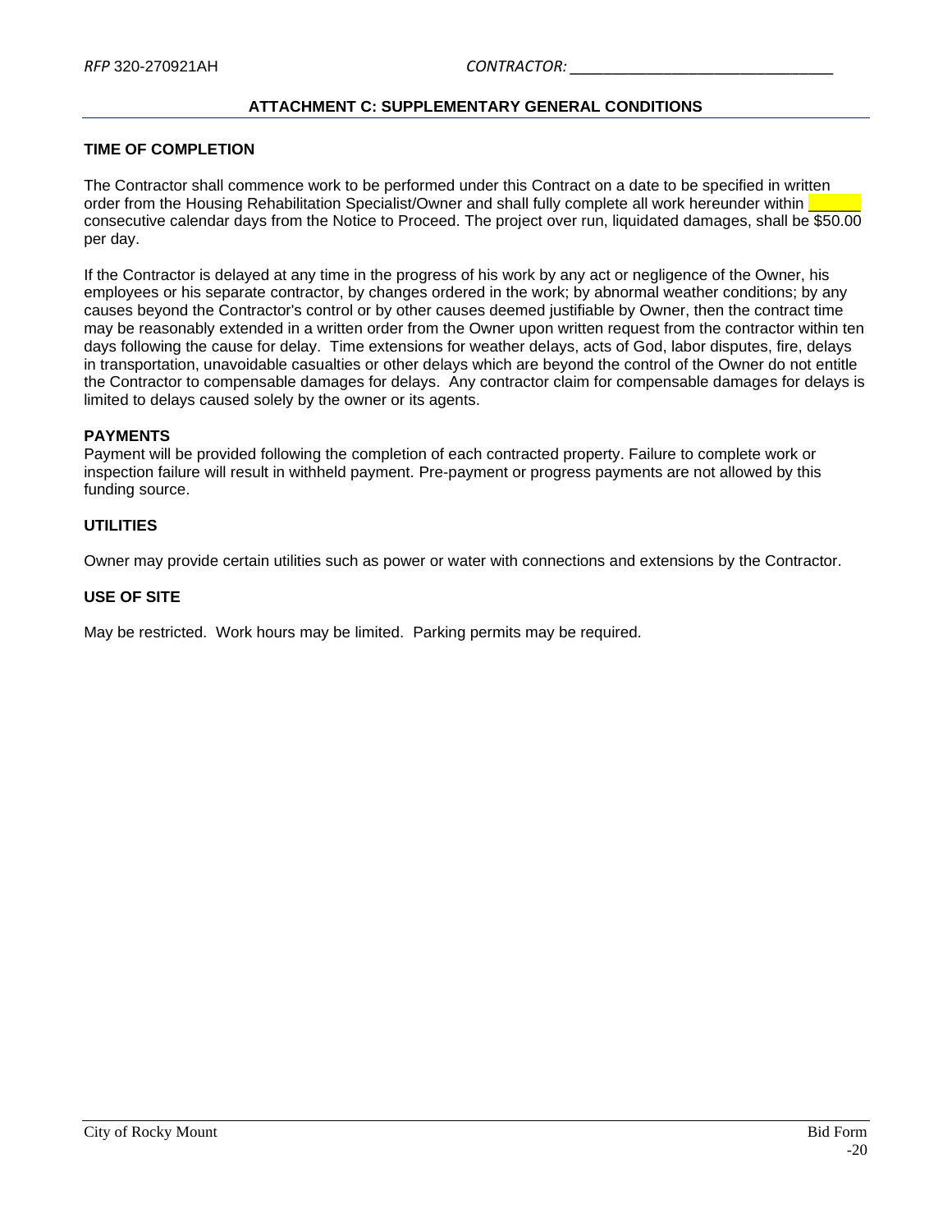## ATTACHMENT C: SUPPLEMENTARY GENERAL CONDITIONS

### TIME OF COMPLETION

The Contractor shall commence work to be performed under this Contract on a date to be specified in written order from the Housing Rehabilitation Specialist/Owner and shall fully complete all work hereunder within _____ consecutive calendar days from the Notice to Proceed. The project over run, liquidated damages, shall be $50.00 per day.

If the Contractor is delayed at any time in the progress of his work by any act or negligence of the Owner, his employees or his separate contractor, by changes ordered in the work; by abnormal weather conditions; by any causes beyond the Contractor's control or by other causes deemed justifiable by Owner, then the contract time may be reasonably extended in a written order from the Owner upon written request from the contractor within ten days following the cause for delay. Time extensions for weather delays, acts of God, labor disputes, fire, delays in transportation, unavoidable casualties or other delays which are beyond the control of the Owner do not entitle the Contractor to compensable damages for delays. Any contractor claim for compensable damages for delays is limited to delays caused solely by the owner or its agents.

### PAYMENTS

Payment will be provided following the completion of each contracted property. Failure to complete work or inspection failure will result in withheld payment. Pre-payment or progress payments are not allowed by this funding source.

### UTILITIES

Owner may provide certain utilities such as power or water with connections and extensions by the Contractor.

### USE OF SITE

May be restricted. Work hours may be limited. Parking permits may be required.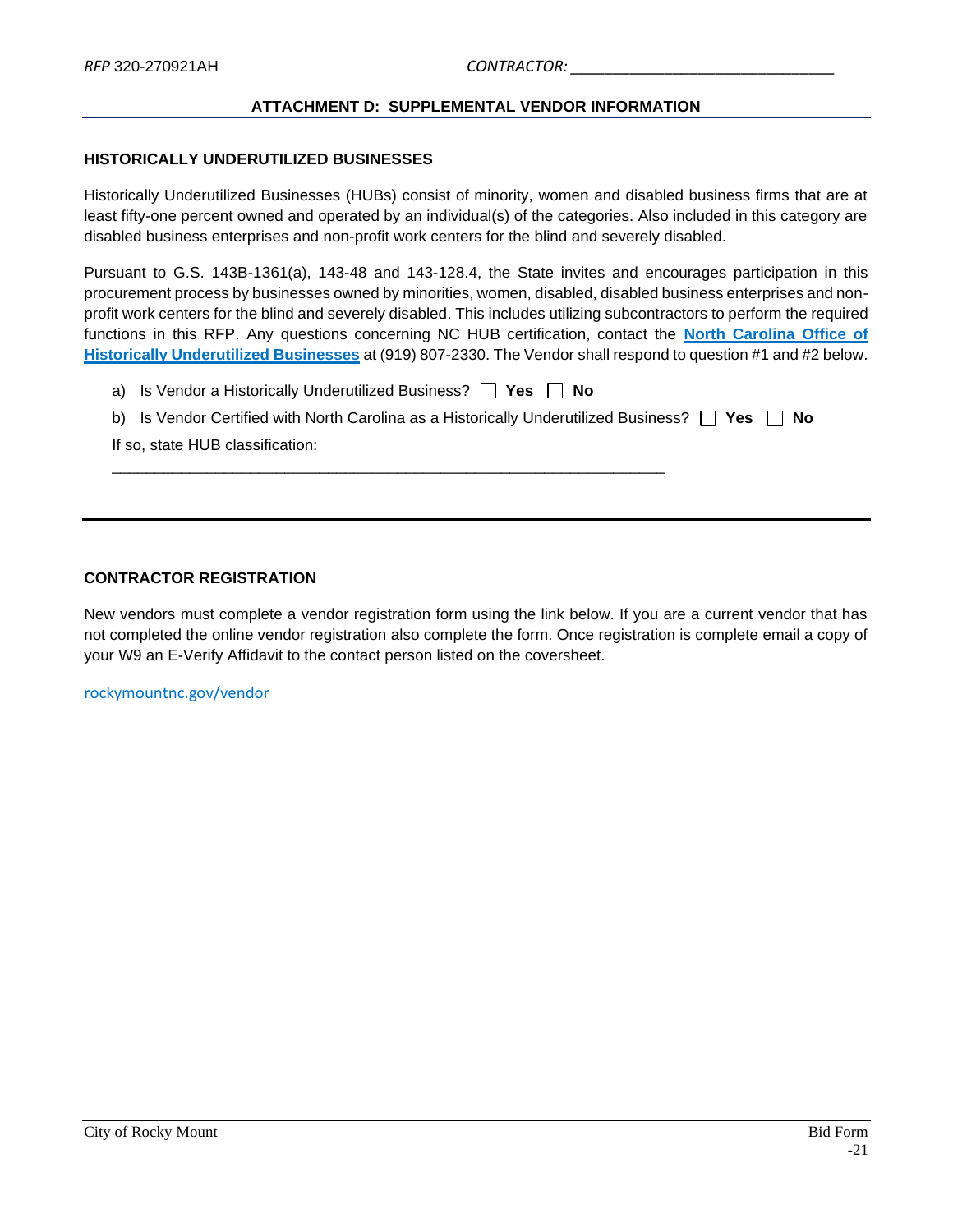## ATTACHMENT D: SUPPLEMENTAL VENDOR INFORMATION

### HISTORICALLY UNDERUTILIZED BUSINESSES

Historically Underutilized Businesses (HUBs) consist of minority, women and disabled business firms that are at least fifty-one percent owned and operated by an individual(s) of the categories. Also included in this category are disabled business enterprises and non-profit work centers for the blind and severely disabled.

Pursuant to G.S. 143B-1361(a), 143-48 and 143-128.4, the State invites and encourages participation in this procurement process by businesses owned by minorities, women, disabled, disabled business enterprises and non-profit work centers for the blind and severely disabled. This includes utilizing subcontractors to perform the required functions in this RFP. Any questions concerning NC HUB certification, contact the **North Carolina Office of Historically Underutilized Businesses** at (919) 807-2330. The Vendor shall respond to question #1 and #2 below.

a) Is Vendor a Historically Underutilized Business? ☐ **Yes** ☐ **No**

b) Is Vendor Certified with North Carolina as a Historically Underutilized Business? ☐ **Yes** ☐ **No**

If so, state HUB classification:

______________________________________________________________

---

### CONTRACTOR REGISTRATION

New vendors must complete a vendor registration form using the link below. If you are a current vendor that has not completed the online vendor registration also complete the form. Once registration is complete email a copy of your W9 an E-Verify Affidavit to the contact person listed on the coversheet.

rockymountnc.gov/vendor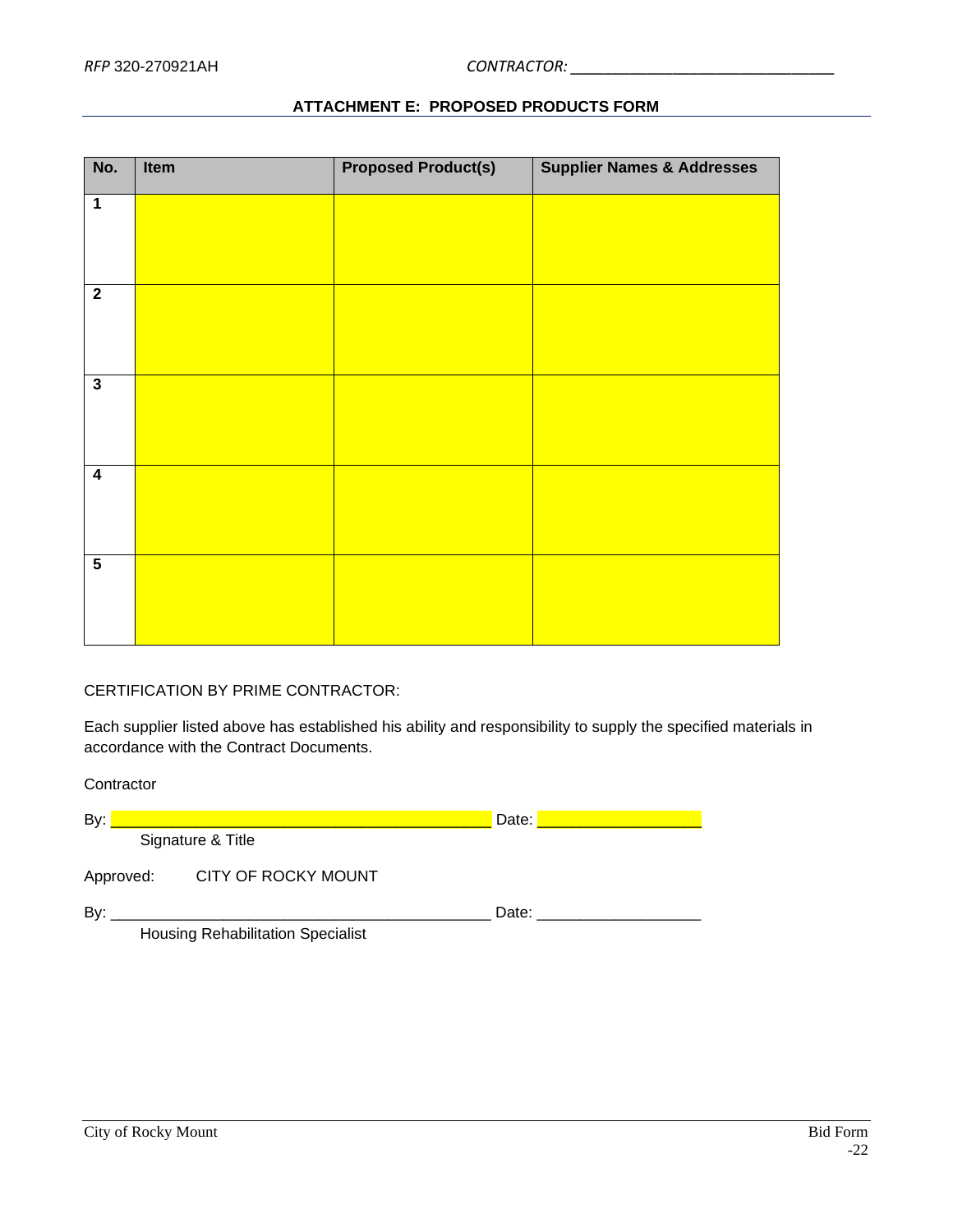## ATTACHMENT E: PROPOSED PRODUCTS FORM

| No. | Item | Proposed Product(s) | Supplier Names & Addresses |
|---|---|---|---|
| 1 | | | |
| 2 | | | |
| 3 | | | |
| 4 | | | |
| 5 | | | |

CERTIFICATION BY PRIME CONTRACTOR:

Each supplier listed above has established his ability and responsibility to supply the specified materials in accordance with the Contract Documents.

Contractor

By: _____________________________________________ Date: ___________________
Signature & Title

Approved: CITY OF ROCKY MOUNT

By: _____________________________________________ Date: ___________________
Housing Rehabilitation Specialist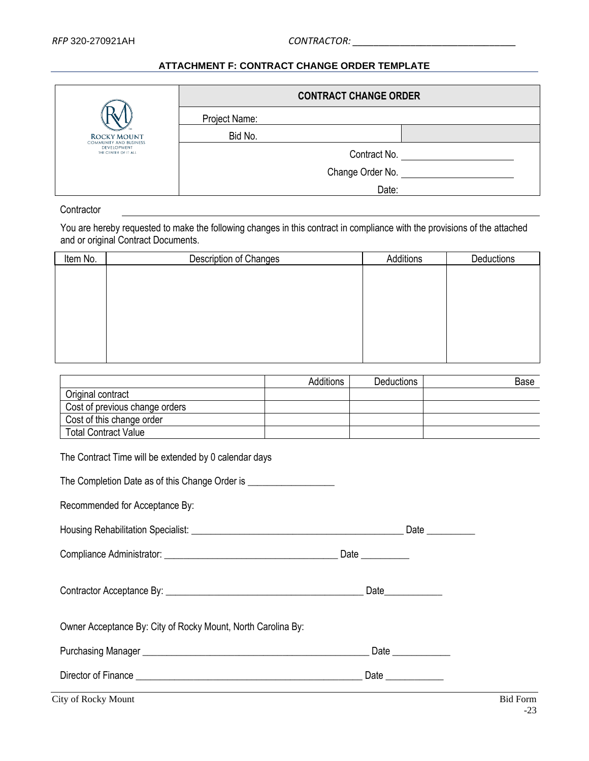## ATTACHMENT F: CONTRACT CHANGE ORDER TEMPLATE

| ROCKY MOUNT COMMUNITY AND BUSINESS DEVELOPMENT THE CENTER OF IT ALL | **CONTRACT CHANGE ORDER** | |
|---|---|---|
| | Project Name: | |
| | Bid No. | |
| | Contract No. ____________________ | |
| | Change Order No. ____________________ | |
| | Date: | |

Contractor ______________________________________________________________

You are hereby requested to make the following changes in this contract in compliance with the provisions of the attached and or original Contract Documents.

| Item No. | Description of Changes | Additions | Deductions |
|---|---|---|---|
| | | | |

| | Additions | Deductions | Base |
|---|---|---|---|
| Original contract | | | |
| Cost of previous change orders | | | |
| Cost of this change order | | | |
| Total Contract Value | | | |

The Contract Time will be extended by 0 calendar days

The Completion Date as of this Change Order is _________________

Recommended for Acceptance By:

Housing Rehabilitation Specialist: ____________________________________________ Date __________

Compliance Administrator: ___________________________________ Date __________

Contractor Acceptance By: ________________________________________ Date____________

Owner Acceptance By: City of Rocky Mount, North Carolina By:

Purchasing Manager _______________________________________________ Date ____________

Director of Finance _______________________________________________ Date ____________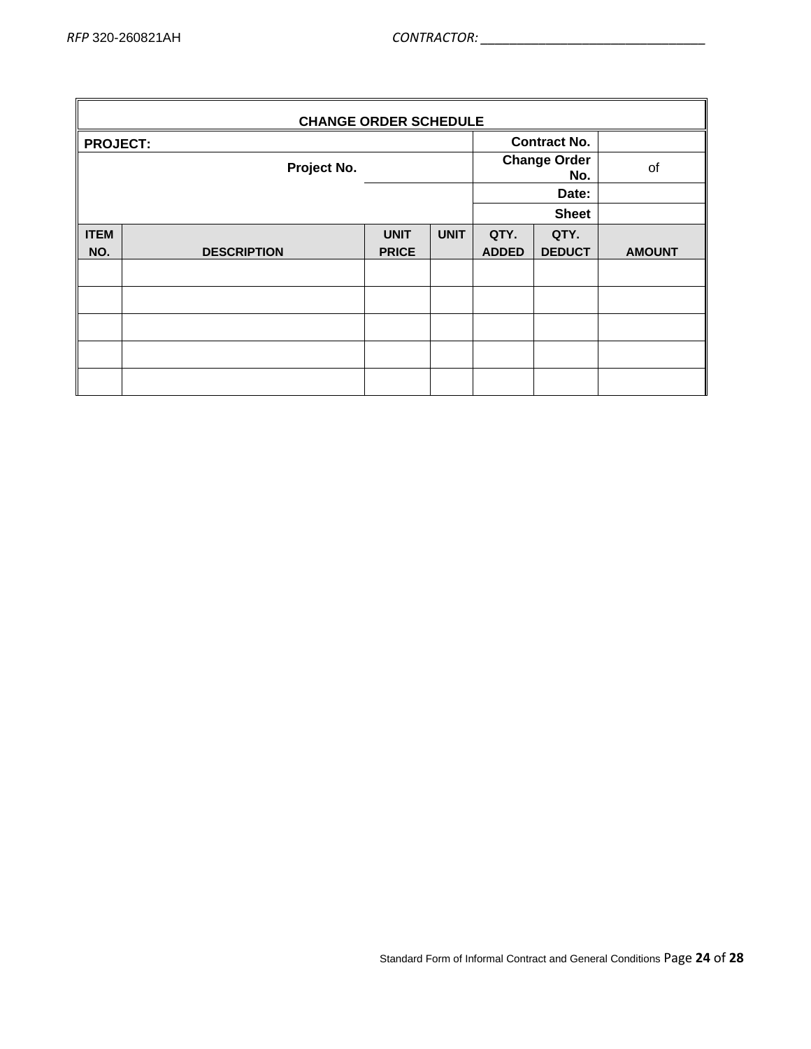## CHANGE ORDER SCHEDULE

| PROJECT: | | | | Contract No. | | |
|---|---|---|---|---|---|---|
| | Project No. | | | Change Order No. | | of |
| | | | | Date: | | |
| | | | | Sheet | | |

| ITEM NO. | DESCRIPTION | UNIT PRICE | UNIT | QTY. ADDED | QTY. DEDUCT | AMOUNT |
|---|---|---|---|---|---|---|
| | | | | | | |
| | | | | | | |
| | | | | | | |
| | | | | | | |
| | | | | | | |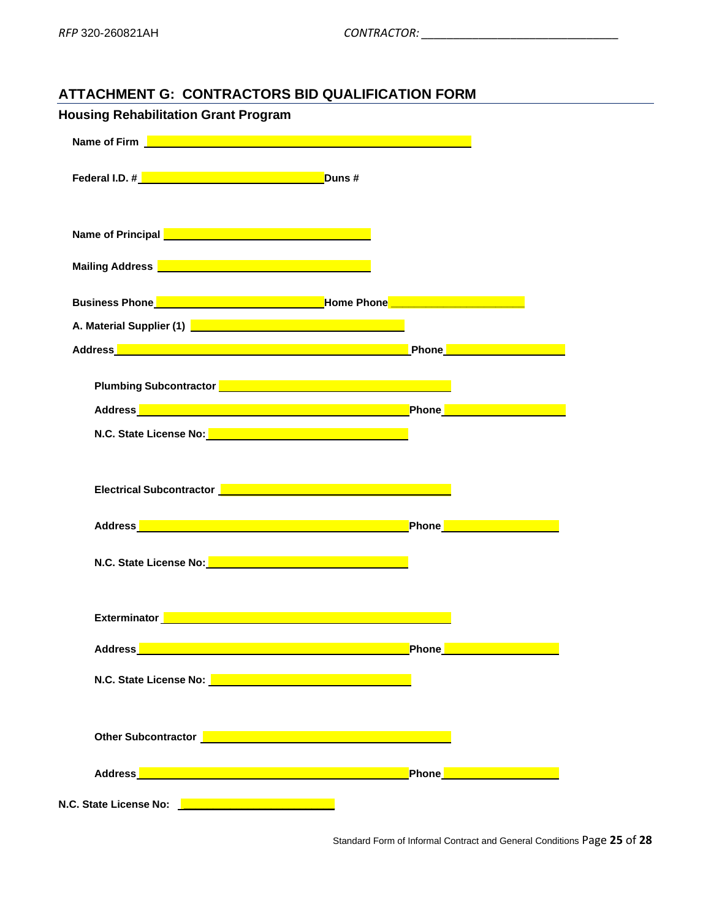## ATTACHMENT G: CONTRACTORS BID QUALIFICATION FORM

### Housing Rehabilitation Grant Program

**Name of Firm** ______________________________________________

**Federal I.D. #** ______________________________ **Duns #**

**Name of Principal** ______________________________

**Mailing Address** ______________________________

**Business Phone** ______________________________ **Home Phone** ______________________

**A. Material Supplier (1)** ______________________________

**Address** ______________________________________________ **Phone** ____________________

**Plumbing Subcontractor** ______________________________

**Address** ______________________________________________ **Phone** ____________________

**N.C. State License No:** ______________________________

**Electrical Subcontractor** ______________________________

**Address** ______________________________________________ **Phone** ____________________

**N.C. State License No:** ______________________________

**Exterminator** ______________________________

**Address** ______________________________________________ **Phone** ____________________

**N.C. State License No:** ______________________________

**Other Subcontractor** ______________________________

**Address** ______________________________________________ **Phone** ____________________

**N.C. State License No:** ______________________________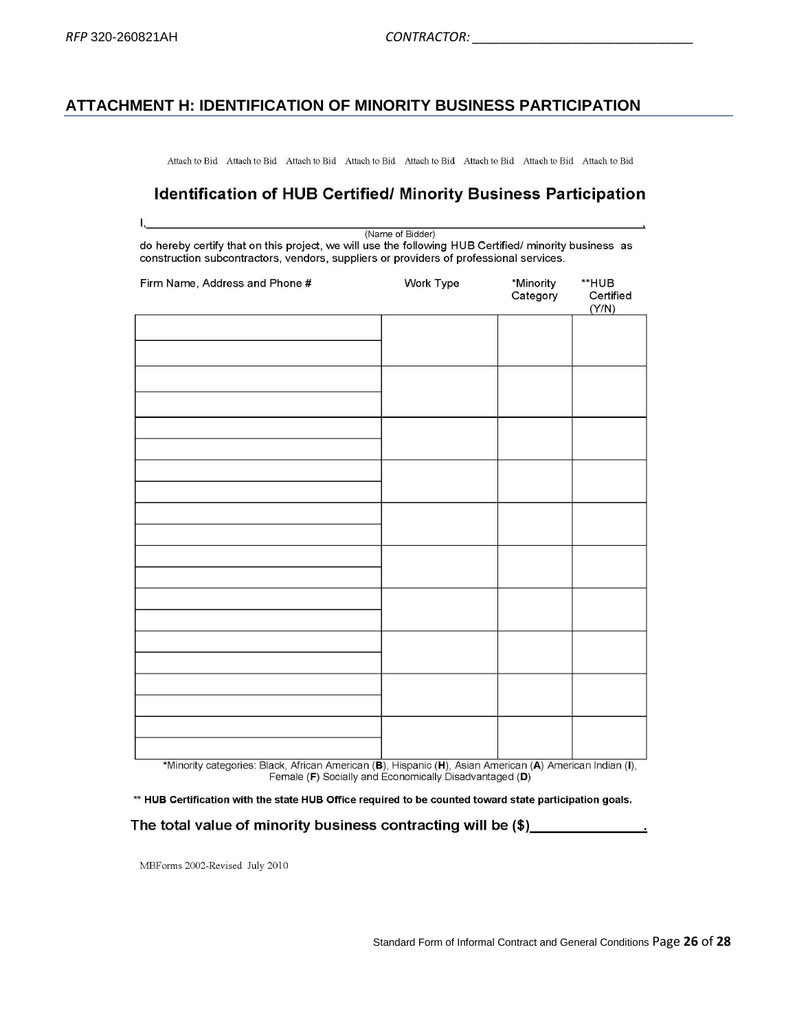## ATTACHMENT H: IDENTIFICATION OF MINORITY BUSINESS PARTICIPATION

Attach to Bid Attach to Bid Attach to Bid Attach to Bid Attach to Bid Attach to Bid Attach to Bid Attach to Bid

### Identification of HUB Certified/ Minority Business Participation

I,\_\_\_\_\_\_\_\_\_\_\_\_\_\_\_\_\_\_\_\_\_\_\_\_\_\_\_\_\_\_\_\_\_\_\_\_\_\_\_\_\_\_\_\_\_\_\_\_\_\_\_\_\_\_\_\_\_\_\_\_,
(Name of Bidder)

do hereby certify that on this project, we will use the following HUB Certified/ minority business as construction subcontractors, vendors, suppliers or providers of professional services.

| Firm Name, Address and Phone # | Work Type | *Minority Category | **HUB Certified (Y/N) |
|---|---|---|---|
| | | | |
| | | | |
| | | | |
| | | | |
| | | | |
| | | | |
| | | | |
| | | | |
| | | | |
| | | | |

*Minority categories: Black, African American (**B**), Hispanic (**H**), Asian American (**A**) American Indian (**I**), Female (**F**) Socially and Economically Disadvantaged (**D**)

**\*\* HUB Certification with the state HUB Office required to be counted toward state participation goals.**

**The total value of minority business contracting will be ($)\_\_\_\_\_\_\_\_\_\_\_\_\_\_.**

MBForms 2002-Revised July 2010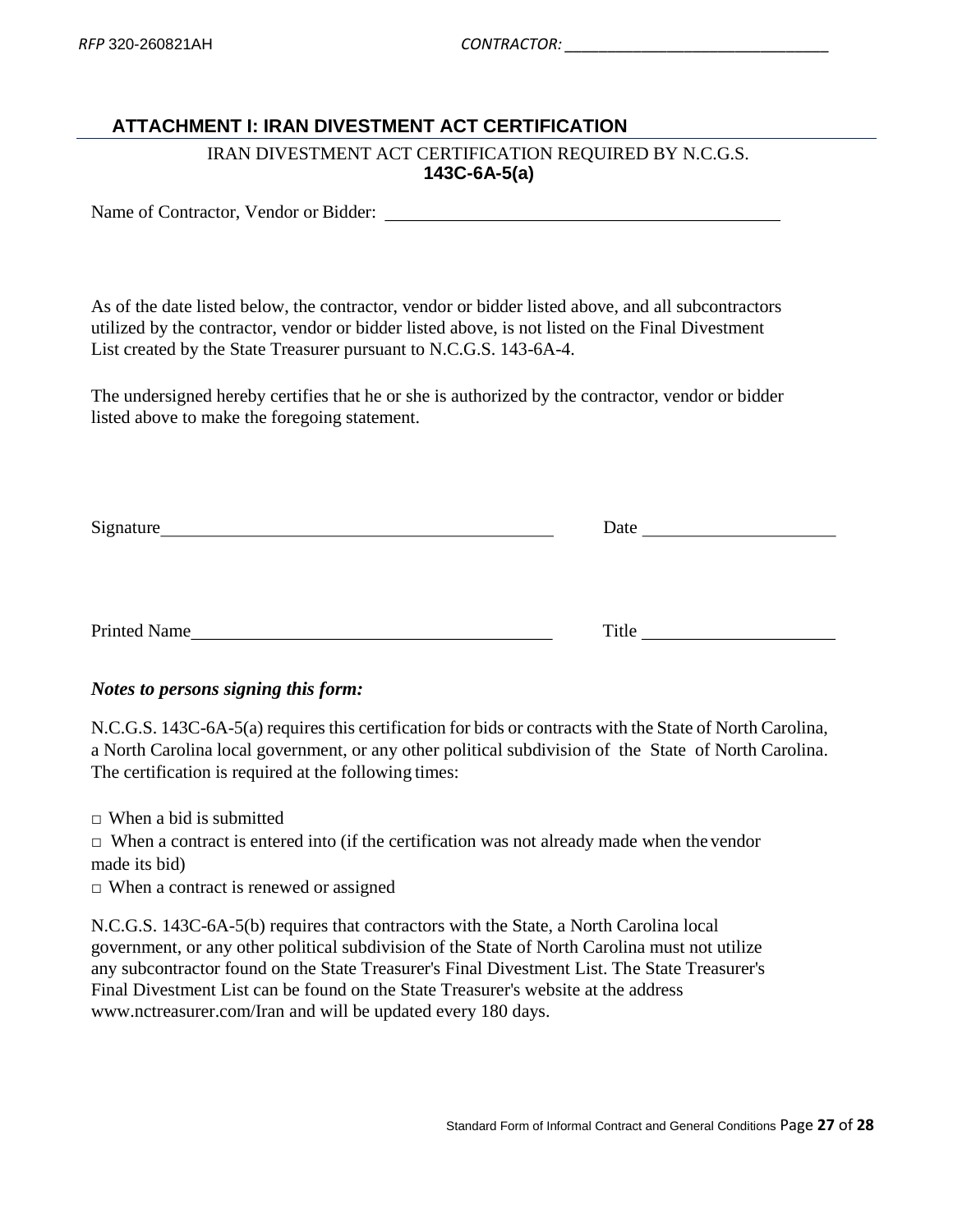## ATTACHMENT I: IRAN DIVESTMENT ACT CERTIFICATION

IRAN DIVESTMENT ACT CERTIFICATION REQUIRED BY N.C.G.S. **143C-6A-5(a)**

Name of Contractor, Vendor or Bidder: ____________________________________________

As of the date listed below, the contractor, vendor or bidder listed above, and all subcontractors utilized by the contractor, vendor or bidder listed above, is not listed on the Final Divestment List created by the State Treasurer pursuant to N.C.G.S. 143-6A-4.

The undersigned hereby certifies that he or she is authorized by the contractor, vendor or bidder listed above to make the foregoing statement.

Signature____________________________________________ Date ____________________

Printed Name________________________________________ Title ____________________

***Notes to persons signing this form:***

N.C.G.S. 143C-6A-5(a) requires this certification for bids or contracts with the State of North Carolina, a North Carolina local government, or any other political subdivision of the State of North Carolina. The certification is required at the following times:

□ When a bid is submitted

□ When a contract is entered into (if the certification was not already made when the vendor made its bid)

□ When a contract is renewed or assigned

N.C.G.S. 143C-6A-5(b) requires that contractors with the State, a North Carolina local government, or any other political subdivision of the State of North Carolina must not utilize any subcontractor found on the State Treasurer's Final Divestment List. The State Treasurer's Final Divestment List can be found on the State Treasurer's website at the address www.nctreasurer.com/Iran and will be updated every 180 days.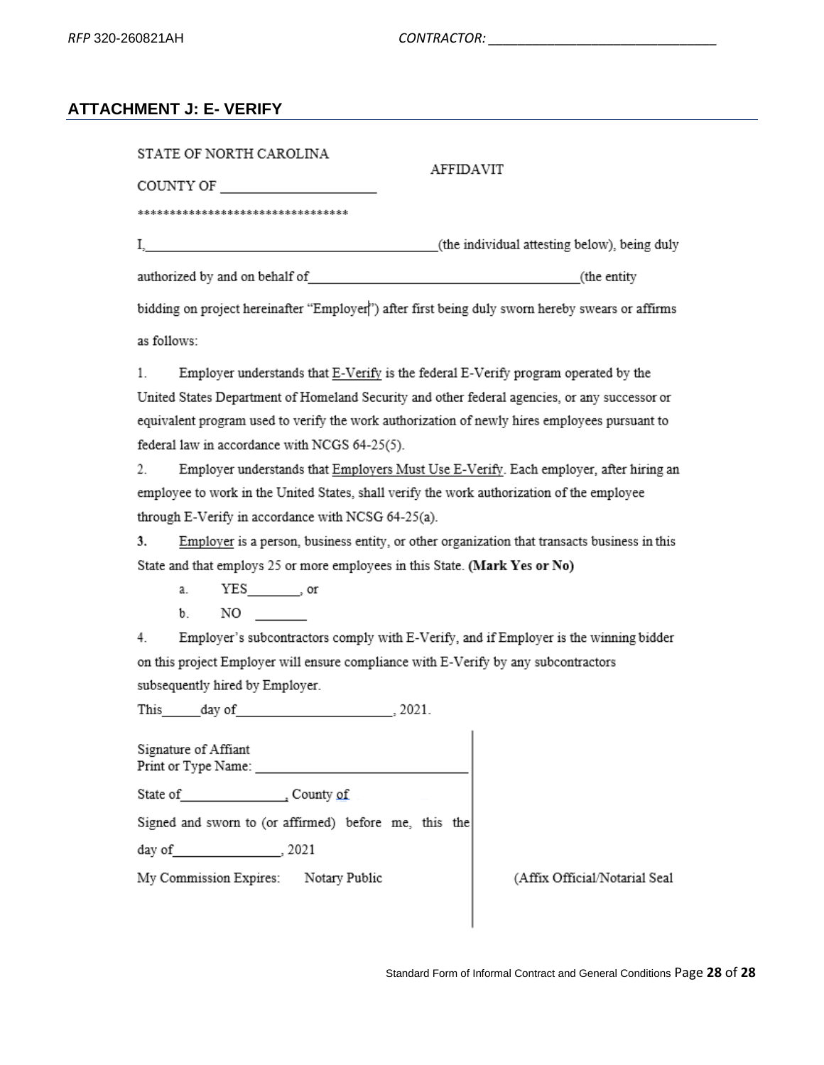## ATTACHMENT J: E- VERIFY

STATE OF NORTH CAROLINA

AFFIDAVIT

COUNTY OF ____________________

*********************************

I,________________________________________(the individual attesting below), being duly authorized by and on behalf of____________________________________(the entity bidding on project hereinafter "Employer") after first being duly sworn hereby swears or affirms as follows:

1. Employer understands that E-Verify is the federal E-Verify program operated by the United States Department of Homeland Security and other federal agencies, or any successor or equivalent program used to verify the work authorization of newly hires employees pursuant to federal law in accordance with NCGS 64-25(5).

2. Employer understands that Employers Must Use E-Verify. Each employer, after hiring an employee to work in the United States, shall verify the work authorization of the employee through E-Verify in accordance with NCSG 64-25(a).

**3.** Employer is a person, business entity, or other organization that transacts business in this State and that employs 25 or more employees in this State. **(Mark Yes or No)**

a. YES_______, or

b. NO _______

4. Employer's subcontractors comply with E-Verify, and if Employer is the winning bidder on this project Employer will ensure compliance with E-Verify by any subcontractors subsequently hired by Employer.

This_____day of____________________, 2021.

Signature of Affiant
Print or Type Name: ____________________________

State of______________, County of

Signed and sworn to (or affirmed) before me, this the day of______________, 2021

My Commission Expires: Notary Public

(Affix Official/Notarial Seal